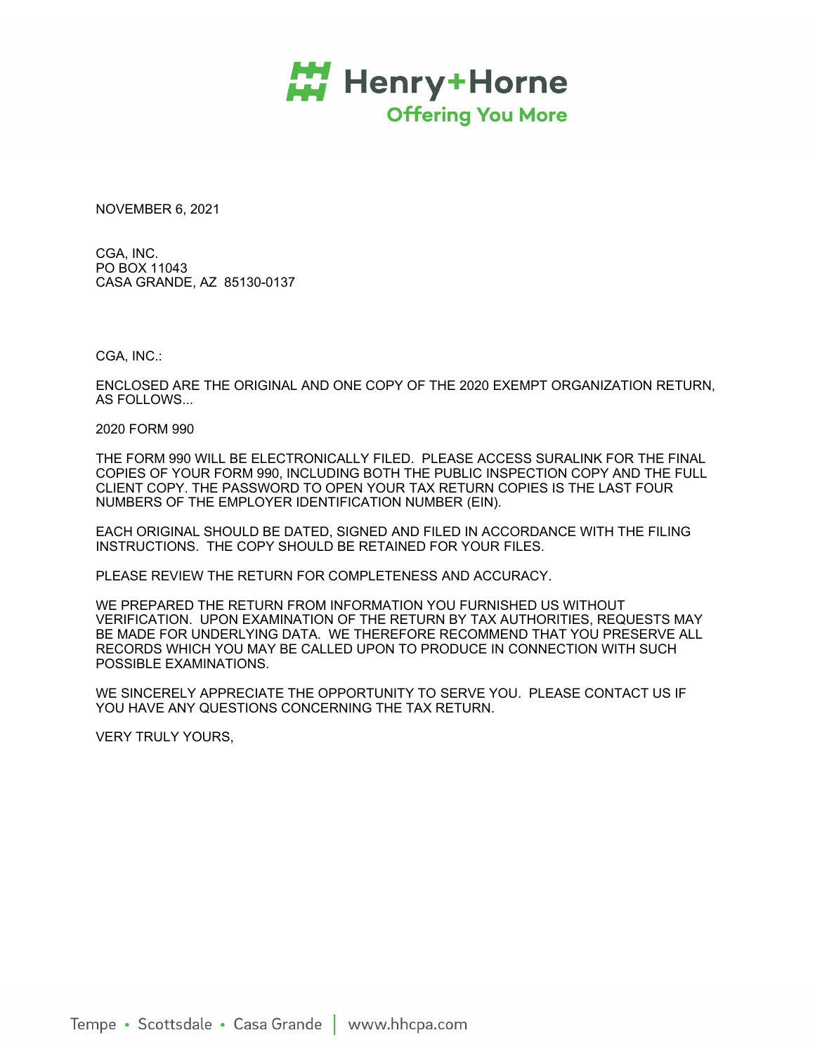Henry+Horne
Offering You More

NOVEMBER 6, 2021

CGA, INC.
PO BOX 11043
CASA GRANDE, AZ 85130-0137

CGA, INC.:

ENCLOSED ARE THE ORIGINAL AND ONE COPY OF THE 2020 EXEMPT ORGANIZATION RETURN, AS FOLLOWS...

2020 FORM 990

THE FORM 990 WILL BE ELECTRONICALLY FILED. PLEASE ACCESS SURALINK FOR THE FINAL COPIES OF YOUR FORM 990, INCLUDING BOTH THE PUBLIC INSPECTION COPY AND THE FULL CLIENT COPY. THE PASSWORD TO OPEN YOUR TAX RETURN COPIES IS THE LAST FOUR NUMBERS OF THE EMPLOYER IDENTIFICATION NUMBER (EIN).

EACH ORIGINAL SHOULD BE DATED, SIGNED AND FILED IN ACCORDANCE WITH THE FILING INSTRUCTIONS. THE COPY SHOULD BE RETAINED FOR YOUR FILES.

PLEASE REVIEW THE RETURN FOR COMPLETENESS AND ACCURACY.

WE PREPARED THE RETURN FROM INFORMATION YOU FURNISHED US WITHOUT VERIFICATION. UPON EXAMINATION OF THE RETURN BY TAX AUTHORITIES, REQUESTS MAY BE MADE FOR UNDERLYING DATA. WE THEREFORE RECOMMEND THAT YOU PRESERVE ALL RECORDS WHICH YOU MAY BE CALLED UPON TO PRODUCE IN CONNECTION WITH SUCH POSSIBLE EXAMINATIONS.

WE SINCERELY APPRECIATE THE OPPORTUNITY TO SERVE YOU. PLEASE CONTACT US IF YOU HAVE ANY QUESTIONS CONCERNING THE TAX RETURN.

VERY TRULY YOURS,

Tempe • Scottsdale • Casa Grande | www.hhcpa.com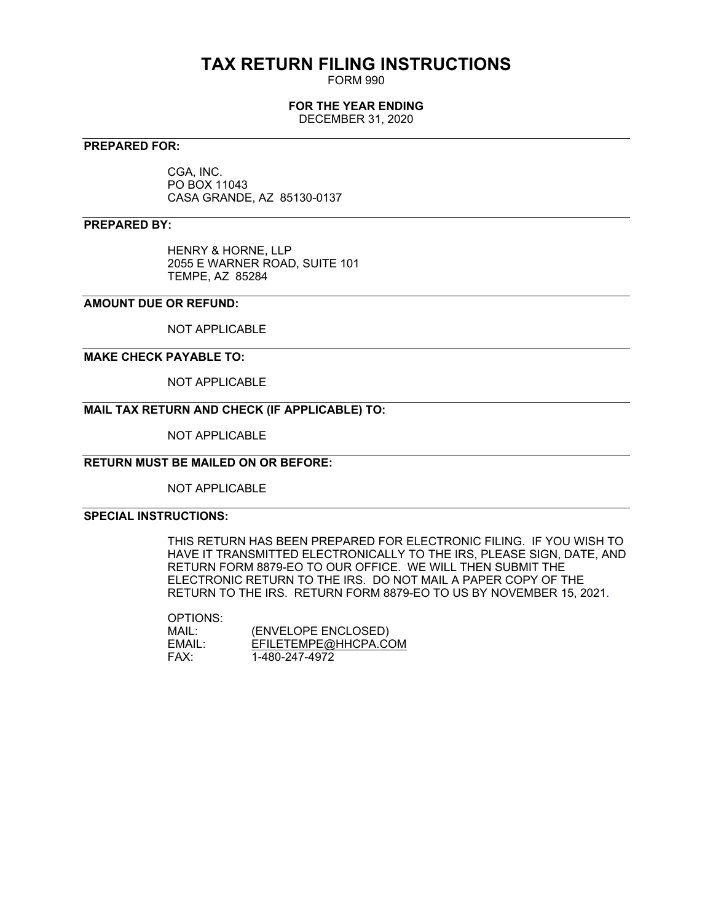# TAX RETURN FILING INSTRUCTIONS

FORM 990

**FOR THE YEAR ENDING**

DECEMBER 31, 2020

---

**PREPARED FOR:**

CGA, INC.
PO BOX 11043
CASA GRANDE, AZ 85130-0137

---

**PREPARED BY:**

HENRY & HORNE, LLP
2055 E WARNER ROAD, SUITE 101
TEMPE, AZ 85284

---

**AMOUNT DUE OR REFUND:**

NOT APPLICABLE

---

**MAKE CHECK PAYABLE TO:**

NOT APPLICABLE

---

**MAIL TAX RETURN AND CHECK (IF APPLICABLE) TO:**

NOT APPLICABLE

---

**RETURN MUST BE MAILED ON OR BEFORE:**

NOT APPLICABLE

---

**SPECIAL INSTRUCTIONS:**

THIS RETURN HAS BEEN PREPARED FOR ELECTRONIC FILING. IF YOU WISH TO HAVE IT TRANSMITTED ELECTRONICALLY TO THE IRS, PLEASE SIGN, DATE, AND RETURN FORM 8879-EO TO OUR OFFICE. WE WILL THEN SUBMIT THE ELECTRONIC RETURN TO THE IRS. DO NOT MAIL A PAPER COPY OF THE RETURN TO THE IRS. RETURN FORM 8879-EO TO US BY NOVEMBER 15, 2021.

OPTIONS:

| | |
|---|---|
| MAIL: | (ENVELOPE ENCLOSED) |
| EMAIL: | EFILETEMPE@HHCPA.COM |
| FAX: | 1-480-247-4972 |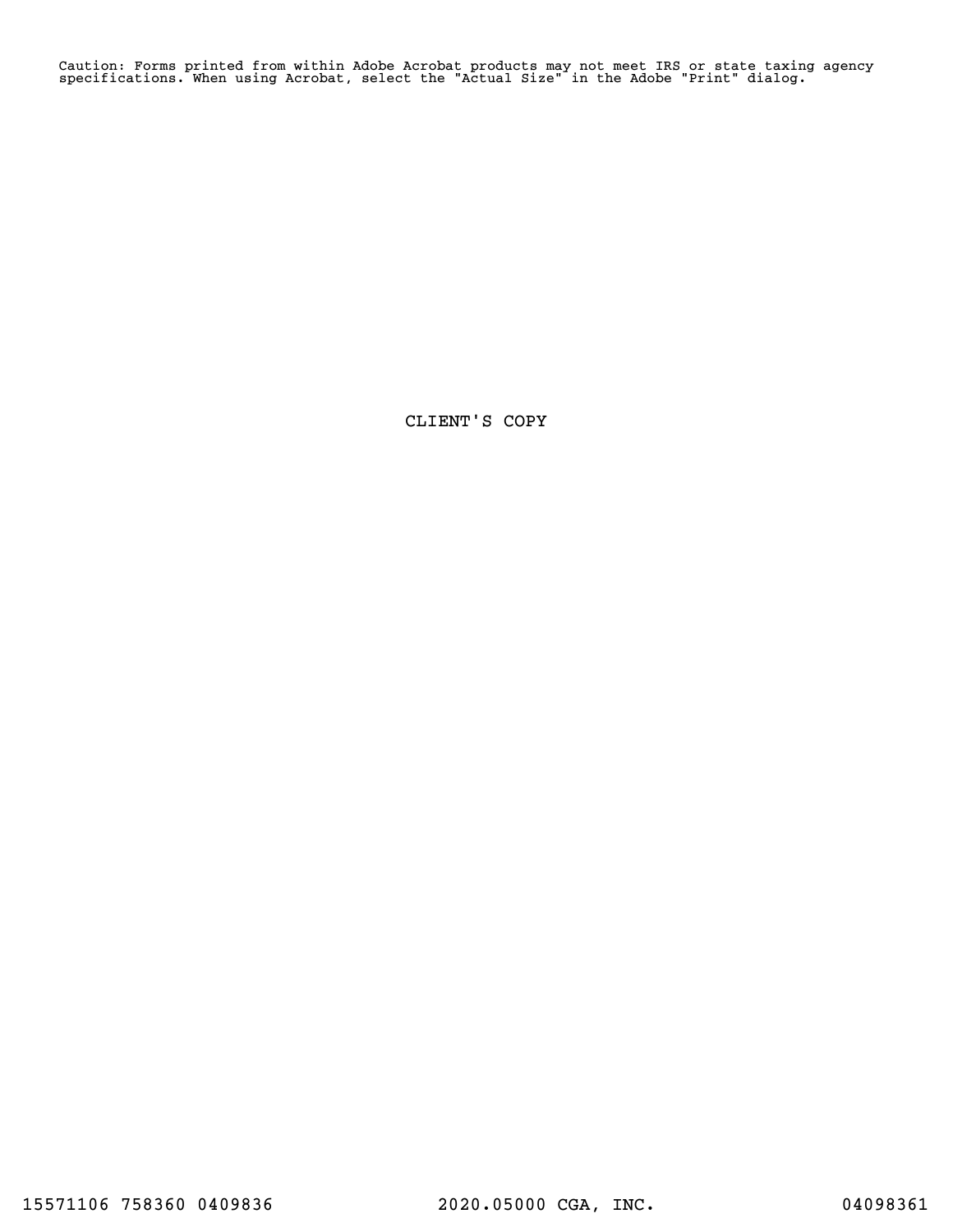Caution: Forms printed from within Adobe Acrobat products may not meet IRS or state taxing agency specifications. When using Acrobat, select the "Actual Size" in the Adobe "Print" dialog.

CLIENT'S COPY

15571106 758360 0409836 2020.05000 CGA, INC. 04098361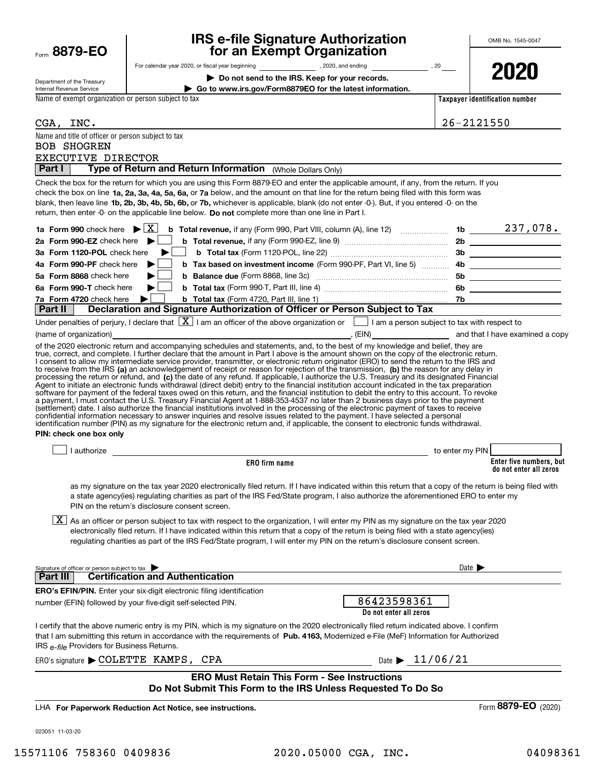Form **8879-EO**

Department of the Treasury
Internal Revenue Service

# IRS e-file Signature Authorization for an Exempt Organization

For calendar year 2020, or fiscal year beginning ____________, 2020, and ending ____________, 20____

▶ **Do not send to the IRS. Keep for your records.**

▶ **Go to www.irs.gov/Form8879EO for the latest information.**

OMB No. 1545-0047

**2020**

Name of exempt organization or person subject to tax: CGA, INC.

**Taxpayer identification number:** 26-2121550

Name and title of officer or person subject to tax:
BOB SHOGREN
EXECUTIVE DIRECTOR

## Part I — Type of Return and Return Information (Whole Dollars Only)

Check the box for the return for which you are using this Form 8879-EO and enter the applicable amount, if any, from the return. If you check the box on line **1a, 2a, 3a, 4a, 5a, 6a,** or **7a** below, and the amount on that line for the return being filed with this form was blank, then leave line **1b, 2b, 3b, 4b, 5b, 6b,** or **7b,** whichever is applicable, blank (do not enter -0-). But, if you entered -0- on the return, then enter -0- on the applicable line below. **Do not** complete more than one line in Part I.

| | | | |
|---|---|---|---|
| **1a Form 990** check here ▶ [X] | **b Total revenue,** if any (Form 990, Part VIII, column (A), line 12) | 1b | 237,078. |
| **2a Form 990-EZ** check here ▶ [ ] | **b Total revenue,** if any (Form 990-EZ, line 9) | 2b | |
| **3a Form 1120-POL** check here ▶ [ ] | **b Total tax** (Form 1120-POL, line 22) | 3b | |
| **4a Form 990-PF** check here ▶ [ ] | **b Tax based on investment income** (Form 990-PF, Part VI, line 5) | 4b | |
| **5a Form 8868** check here ▶ [ ] | **b Balance due** (Form 8868, line 3c) | 5b | |
| **6a Form 990-T** check here ▶ [ ] | **b Total tax** (Form 990-T, Part III, line 4) | 6b | |
| **7a Form 4720** check here ▶ [ ] | **b Total tax** (Form 4720, Part III, line 1) | 7b | |

## Part II — Declaration and Signature Authorization of Officer or Person Subject to Tax

Under penalties of perjury, I declare that [X] I am an officer of the above organization or [ ] I am a person subject to tax with respect to (name of organization) ____________, (EIN) ____________ and that I have examined a copy of the 2020 electronic return and accompanying schedules and statements, and, to the best of my knowledge and belief, they are true, correct, and complete. I further declare that the amount in Part I above is the amount shown on the copy of the electronic return. I consent to allow my intermediate service provider, transmitter, or electronic return originator (ERO) to send the return to the IRS and to receive from the IRS **(a)** an acknowledgement of receipt or reason for rejection of the transmission, **(b)** the reason for any delay in processing the return or refund, and **(c)** the date of any refund. If applicable, I authorize the U.S. Treasury and its designated Financial Agent to initiate an electronic funds withdrawal (direct debit) entry to the financial institution account indicated in the tax preparation software for payment of the federal taxes owed on this return, and the financial institution to debit the entry to this account. To revoke a payment, I must contact the U.S. Treasury Financial Agent at 1-888-353-4537 no later than 2 business days prior to the payment (settlement) date. I also authorize the financial institutions involved in the processing of the electronic payment of taxes to receive confidential information necessary to answer inquiries and resolve issues related to the payment. I have selected a personal identification number (PIN) as my signature for the electronic return and, if applicable, the consent to electronic funds withdrawal.

**PIN: check one box only**

[ ] I authorize ____________ (**ERO firm name**) to enter my PIN [____] (**Enter five numbers, but do not enter all zeros**)

as my signature on the tax year 2020 electronically filed return. If I have indicated within this return that a copy of the return is being filed with a state agency(ies) regulating charities as part of the IRS Fed/State program, I also authorize the aforementioned ERO to enter my PIN on the return's disclosure consent screen.

[X] As an officer or person subject to tax with respect to the organization, I will enter my PIN as my signature on the tax year 2020 electronically filed return. If I have indicated within this return that a copy of the return is being filed with a state agency(ies) regulating charities as part of the IRS Fed/State program, I will enter my PIN on the return's disclosure consent screen.

Signature of officer or person subject to tax ▶ ____________ Date ▶ ____________

## Part III — Certification and Authentication

**ERO's EFIN/PIN.** Enter your six-digit electronic filing identification number (EFIN) followed by your five-digit self-selected PIN.

86423598361
**Do not enter all zeros**

I certify that the above numeric entry is my PIN, which is my signature on the 2020 electronically filed return indicated above. I confirm that I am submitting this return in accordance with the requirements of **Pub. 4163,** Modernized e-File (MeF) Information for Authorized IRS *e-file* Providers for Business Returns.

ERO's signature ▶ COLETTE KAMPS, CPA Date ▶ 11/06/21

**ERO Must Retain This Form - See Instructions**
**Do Not Submit This Form to the IRS Unless Requested To Do So**

LHA **For Paperwork Reduction Act Notice, see instructions.** Form **8879-EO** (2020)

023051 11-03-20

15571106 758360 0409836 2020.05000 CGA, INC. 04098361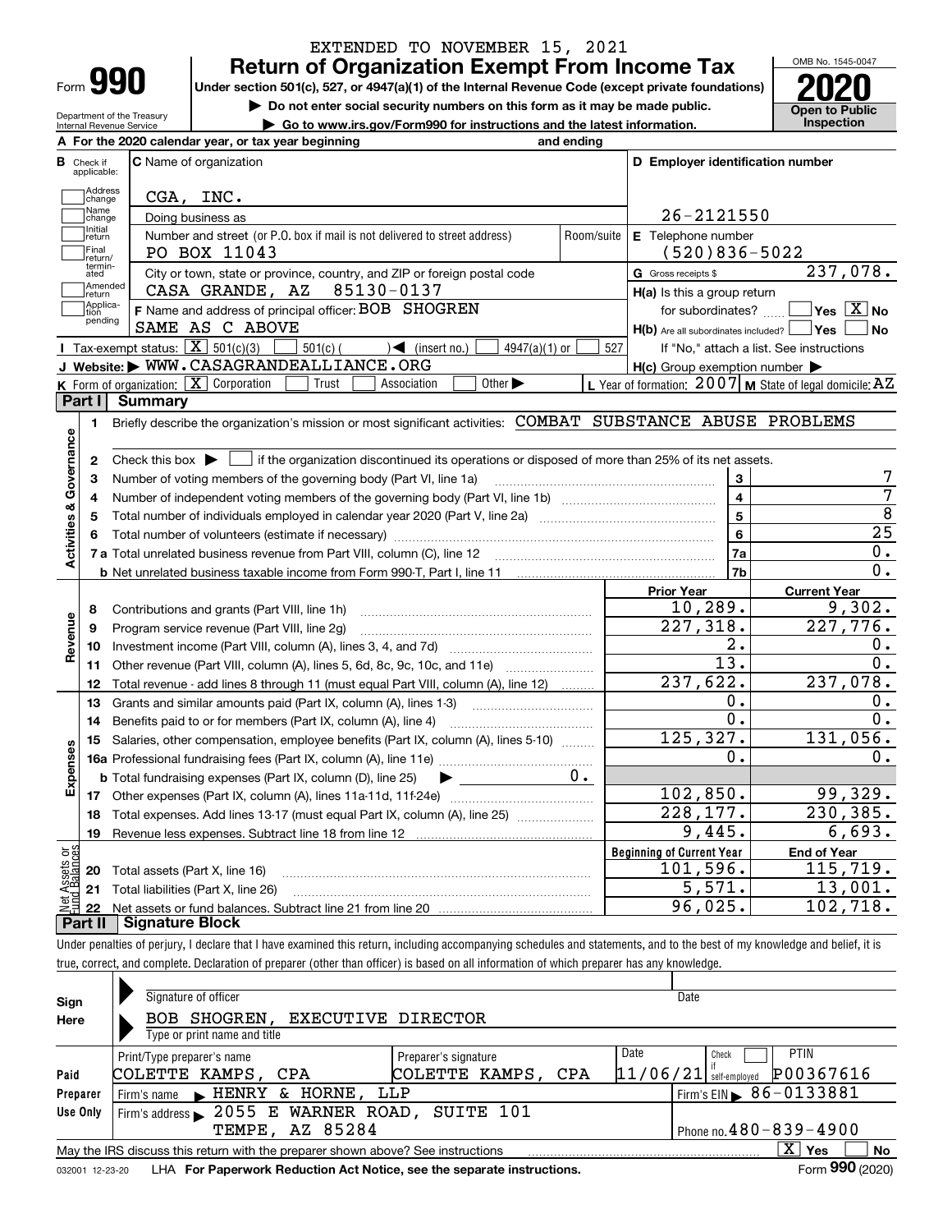EXTENDED TO NOVEMBER 15, 2021

# Form 990 — Return of Organization Exempt From Income Tax

**Under section 501(c), 527, or 4947(a)(1) of the Internal Revenue Code (except private foundations)**

▶ Do not enter social security numbers on this form as it may be made public.

▶ Go to www.irs.gov/Form990 for instructions and the latest information.

Department of the Treasury, Internal Revenue Service

OMB No. 1545-0047 — **2020** — Open to Public Inspection

**A** For the 2020 calendar year, or tax year beginning and ending

**B** Check if applicable: Address change, Name change, Initial return, Final return/terminated, Amended return, Application pending

**C** Name of organization: CGA, INC.

Doing business as

Number and street (or P.O. box if mail is not delivered to street address): PO BOX 11043 — Room/suite

City or town, state or province, country, and ZIP or foreign postal code: CASA GRANDE, AZ 85130-0137

**F** Name and address of principal officer: BOB SHOGREN, SAME AS C ABOVE

**D** Employer identification number: 26-2121550

**E** Telephone number: (520)836-5022

**G** Gross receipts $ 237,078.

**H(a)** Is this a group return for subordinates? ☐ Yes ☒ No

**H(b)** Are all subordinates included? ☐ Yes ☐ No — If "No," attach a list. See instructions

**H(c)** Group exemption number ▶

**I** Tax-exempt status: ☒ 501(c)(3) ☐ 501(c) ( ) ◀ (insert no.) ☐ 4947(a)(1) or ☐ 527

**J** Website: ▶ WWW.CASAGRANDEALLIANCE.ORG

**K** Form of organization: ☒ Corporation ☐ Trust ☐ Association ☐ Other ▶

**L** Year of formation: 2007 **M** State of legal domicile: AZ

## Part I Summary

**Activities & Governance**

1. Briefly describe the organization's mission or most significant activities: COMBAT SUBSTANCE ABUSE PROBLEMS
2. Check this box ▶ ☐ if the organization discontinued its operations or disposed of more than 25% of its net assets.

| | | Line | |
|---|---|---|---|
| 3 | Number of voting members of the governing body (Part VI, line 1a) | 3 | 7 |
| 4 | Number of independent voting members of the governing body (Part VI, line 1b) | 4 | 7 |
| 5 | Total number of individuals employed in calendar year 2020 (Part V, line 2a) | 5 | 8 |
| 6 | Total number of volunteers (estimate if necessary) | 6 | 25 |
| 7a | Total unrelated business revenue from Part VIII, column (C), line 12 | 7a | 0. |
| b | Net unrelated business taxable income from Form 990-T, Part I, line 11 | 7b | 0. |

| | | Prior Year | Current Year |
|---|---|---|---|
| **Revenue** | | | |
| 8 | Contributions and grants (Part VIII, line 1h) | 10,289. | 9,302. |
| 9 | Program service revenue (Part VIII, line 2g) | 227,318. | 227,776. |
| 10 | Investment income (Part VIII, column (A), lines 3, 4, and 7d) | 2. | 0. |
| 11 | Other revenue (Part VIII, column (A), lines 5, 6d, 8c, 9c, 10c, and 11e) | 13. | 0. |
| 12 | Total revenue - add lines 8 through 11 (must equal Part VIII, column (A), line 12) | 237,622. | 237,078. |
| **Expenses** | | | |
| 13 | Grants and similar amounts paid (Part IX, column (A), lines 1-3) | 0. | 0. |
| 14 | Benefits paid to or for members (Part IX, column (A), line 4) | 0. | 0. |
| 15 | Salaries, other compensation, employee benefits (Part IX, column (A), lines 5-10) | 125,327. | 131,056. |
| 16a | Professional fundraising fees (Part IX, column (A), line 11e) | 0. | 0. |
| b | Total fundraising expenses (Part IX, column (D), line 25) ▶ 0. | | |
| 17 | Other expenses (Part IX, column (A), lines 11a-11d, 11f-24e) | 102,850. | 99,329. |
| 18 | Total expenses. Add lines 13-17 (must equal Part IX, column (A), line 25) | 228,177. | 230,385. |
| 19 | Revenue less expenses. Subtract line 18 from line 12 | 9,445. | 6,693. |

| **Net Assets or Fund Balances** | | Beginning of Current Year | End of Year |
|---|---|---|---|
| 20 | Total assets (Part X, line 16) | 101,596. | 115,719. |
| 21 | Total liabilities (Part X, line 26) | 5,571. | 13,001. |
| 22 | Net assets or fund balances. Subtract line 21 from line 20 | 96,025. | 102,718. |

## Part II Signature Block

Under penalties of perjury, I declare that I have examined this return, including accompanying schedules and statements, and to the best of my knowledge and belief, it is true, correct, and complete. Declaration of preparer (other than officer) is based on all information of which preparer has any knowledge.

**Sign Here**

Signature of officer — Date

BOB SHOGREN, EXECUTIVE DIRECTOR

Type or print name and title

**Paid Preparer Use Only**

| Print/Type preparer's name | Preparer's signature | Date | Check if self-employed | PTIN |
|---|---|---|---|---|
| COLETTE KAMPS, CPA | COLETTE KAMPS, CPA | 11/06/21 | ☐ | P00367616 |

Firm's name ▶ HENRY & HORNE, LLP — Firm's EIN ▶ 86-0133881

Firm's address ▶ 2055 E WARNER ROAD, SUITE 101, TEMPE, AZ 85284 — Phone no. 480-839-4900

May the IRS discuss this return with the preparer shown above? See instructions ☒ Yes ☐ No

032001 12-23-20 LHA For Paperwork Reduction Act Notice, see the separate instructions. Form **990** (2020)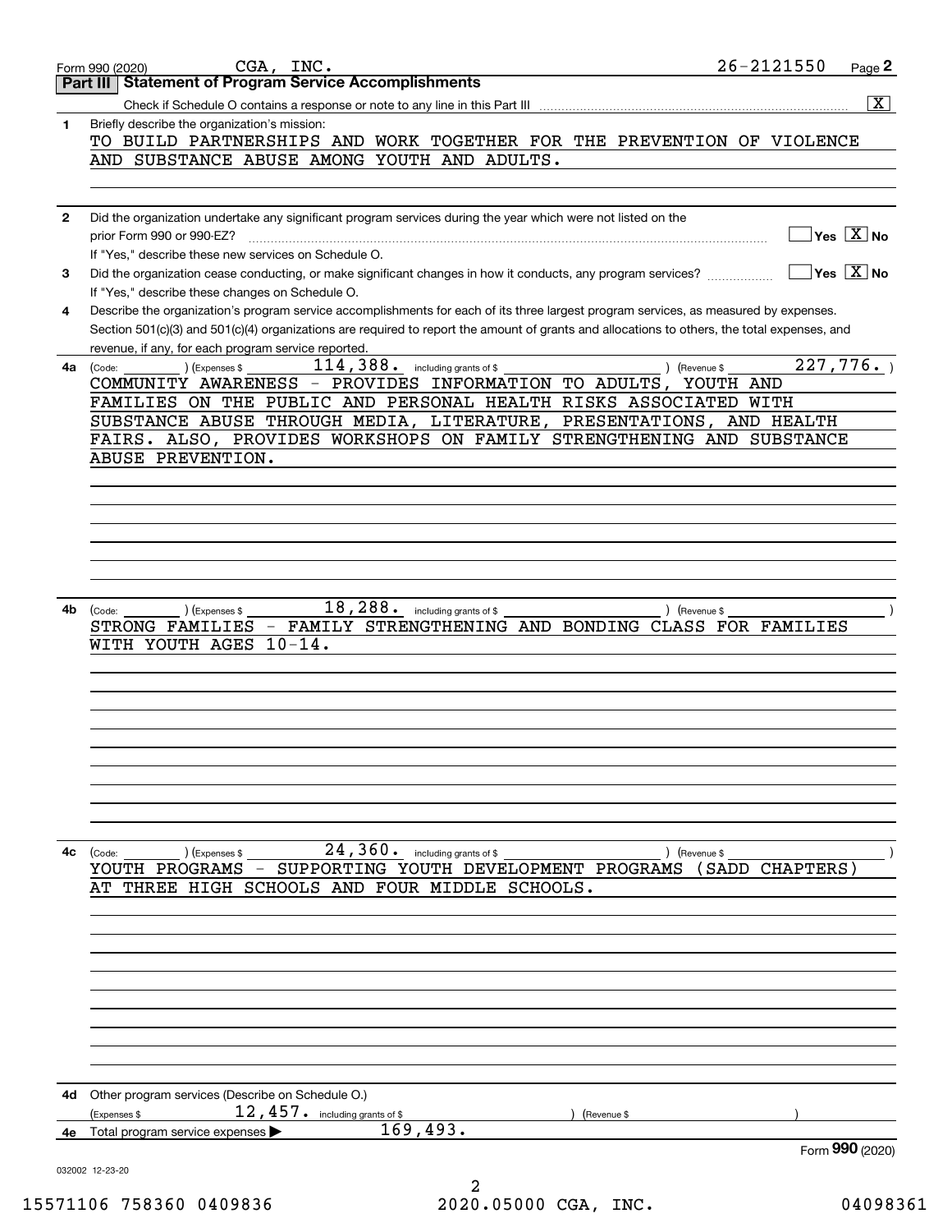Form 990 (2020) CGA, INC. 26-2121550 Page **2**

## Part III Statement of Program Service Accomplishments

Check if Schedule O contains a response or note to any line in this Part III [X]

**1** Briefly describe the organization's mission:

TO BUILD PARTNERSHIPS AND WORK TOGETHER FOR THE PREVENTION OF VIOLENCE AND SUBSTANCE ABUSE AMONG YOUTH AND ADULTS.

**2** Did the organization undertake any significant program services during the year which were not listed on the prior Form 990 or 990-EZ? [ ] Yes [X] No

If "Yes," describe these new services on Schedule O.

**3** Did the organization cease conducting, or make significant changes in how it conducts, any program services? [ ] Yes [X] No

If "Yes," describe these changes on Schedule O.

**4** Describe the organization's program service accomplishments for each of its three largest program services, as measured by expenses. Section 501(c)(3) and 501(c)(4) organizations are required to report the amount of grants and allocations to others, the total expenses, and revenue, if any, for each program service reported.

**4a** (Code: ) (Expenses $ 114,388. including grants of $ ) (Revenue $ 227,776. )

COMMUNITY AWARENESS - PROVIDES INFORMATION TO ADULTS, YOUTH AND FAMILIES ON THE PUBLIC AND PERSONAL HEALTH RISKS ASSOCIATED WITH SUBSTANCE ABUSE THROUGH MEDIA, LITERATURE, PRESENTATIONS, AND HEALTH FAIRS. ALSO, PROVIDES WORKSHOPS ON FAMILY STRENGTHENING AND SUBSTANCE ABUSE PREVENTION.

**4b** (Code: ) (Expenses $ 18,288. including grants of $ ) (Revenue $ )

STRONG FAMILIES - FAMILY STRENGTHENING AND BONDING CLASS FOR FAMILIES WITH YOUTH AGES 10-14.

**4c** (Code: ) (Expenses $ 24,360. including grants of $ ) (Revenue $ )

YOUTH PROGRAMS - SUPPORTING YOUTH DEVELOPMENT PROGRAMS (SADD CHAPTERS) AT THREE HIGH SCHOOLS AND FOUR MIDDLE SCHOOLS.

**4d** Other program services (Describe on Schedule O.)

(Expenses $ 12,457. including grants of $ ) (Revenue $ )

**4e** Total program service expenses ▶ 169,493.

Form **990** (2020)

032002 12-23-20

15571106 758360 0409836 2020.05000 CGA, INC. 04098361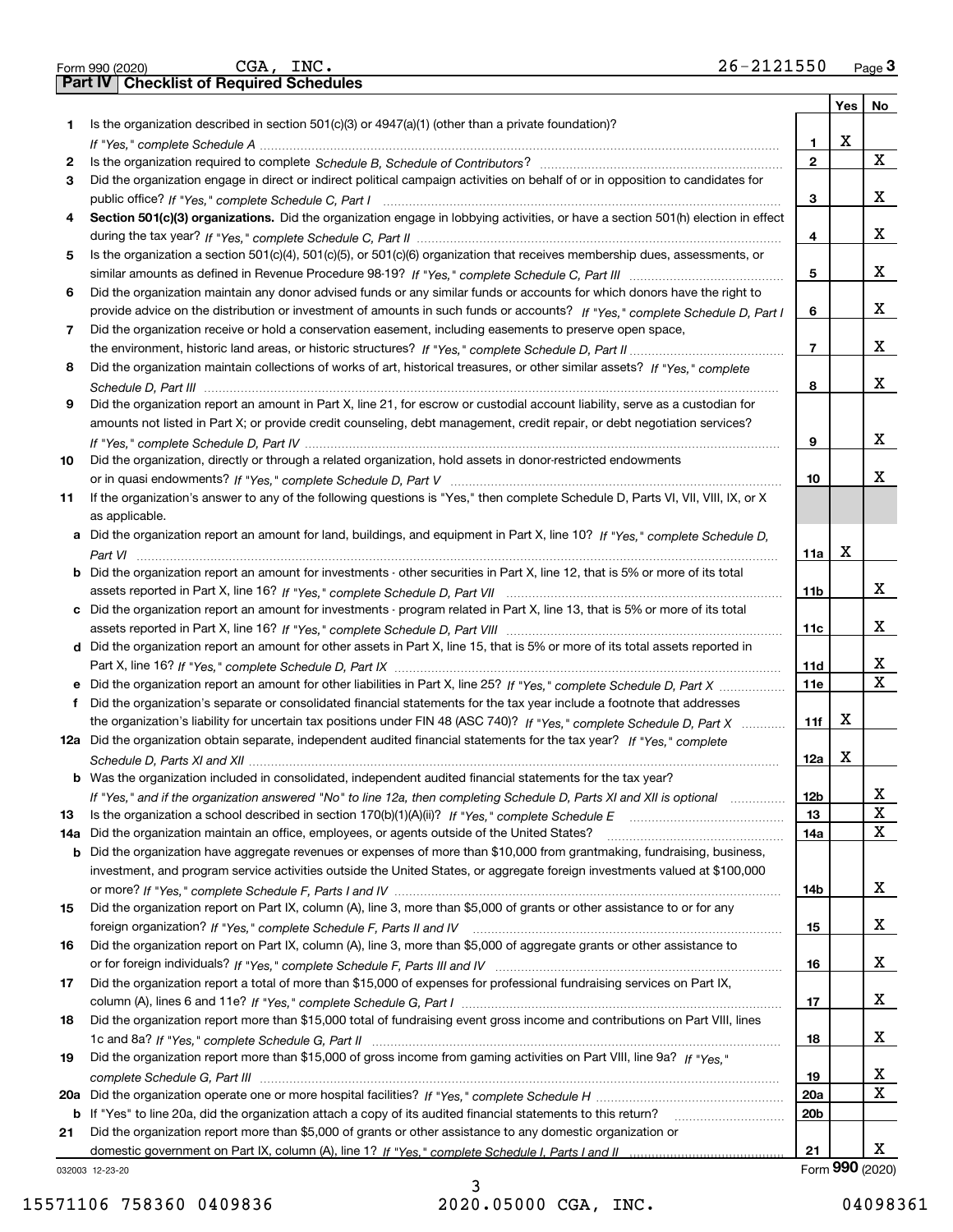Form 990 (2020) CGA, INC. 26-2121550 Page 3

## Part IV Checklist of Required Schedules

| | | | Yes | No |
|---|---|---|---|---|
| 1 | Is the organization described in section 501(c)(3) or 4947(a)(1) (other than a private foundation)? *If "Yes," complete Schedule A* | 1 | X | |
| 2 | Is the organization required to complete *Schedule B, Schedule of Contributors*? | 2 | | X |
| 3 | Did the organization engage in direct or indirect political campaign activities on behalf of or in opposition to candidates for public office? *If "Yes," complete Schedule C, Part I* | 3 | | X |
| 4 | **Section 501(c)(3) organizations.** Did the organization engage in lobbying activities, or have a section 501(h) election in effect during the tax year? *If "Yes," complete Schedule C, Part II* | 4 | | X |
| 5 | Is the organization a section 501(c)(4), 501(c)(5), or 501(c)(6) organization that receives membership dues, assessments, or similar amounts as defined in Revenue Procedure 98-19? *If "Yes," complete Schedule C, Part III* | 5 | | X |
| 6 | Did the organization maintain any donor advised funds or any similar funds or accounts for which donors have the right to provide advice on the distribution or investment of amounts in such funds or accounts? *If "Yes," complete Schedule D, Part I* | 6 | | X |
| 7 | Did the organization receive or hold a conservation easement, including easements to preserve open space, the environment, historic land areas, or historic structures? *If "Yes," complete Schedule D, Part II* | 7 | | X |
| 8 | Did the organization maintain collections of works of art, historical treasures, or other similar assets? *If "Yes," complete Schedule D, Part III* | 8 | | X |
| 9 | Did the organization report an amount in Part X, line 21, for escrow or custodial account liability, serve as a custodian for amounts not listed in Part X; or provide credit counseling, debt management, credit repair, or debt negotiation services? *If "Yes," complete Schedule D, Part IV* | 9 | | X |
| 10 | Did the organization, directly or through a related organization, hold assets in donor-restricted endowments or in quasi endowments? *If "Yes," complete Schedule D, Part V* | 10 | | X |
| 11 | If the organization's answer to any of the following questions is "Yes," then complete Schedule D, Parts VI, VII, VIII, IX, or X as applicable. | | | |
| a | Did the organization report an amount for land, buildings, and equipment in Part X, line 10? *If "Yes," complete Schedule D, Part VI* | 11a | X | |
| b | Did the organization report an amount for investments - other securities in Part X, line 12, that is 5% or more of its total assets reported in Part X, line 16? *If "Yes," complete Schedule D, Part VII* | 11b | | X |
| c | Did the organization report an amount for investments - program related in Part X, line 13, that is 5% or more of its total assets reported in Part X, line 16? *If "Yes," complete Schedule D, Part VIII* | 11c | | X |
| d | Did the organization report an amount for other assets in Part X, line 15, that is 5% or more of its total assets reported in Part X, line 16? *If "Yes," complete Schedule D, Part IX* | 11d | | X |
| e | Did the organization report an amount for other liabilities in Part X, line 25? *If "Yes," complete Schedule D, Part X* | 11e | | X |
| f | Did the organization's separate or consolidated financial statements for the tax year include a footnote that addresses the organization's liability for uncertain tax positions under FIN 48 (ASC 740)? *If "Yes," complete Schedule D, Part X* | 11f | X | |
| 12a | Did the organization obtain separate, independent audited financial statements for the tax year? *If "Yes," complete Schedule D, Parts XI and XII* | 12a | X | |
| b | Was the organization included in consolidated, independent audited financial statements for the tax year? *If "Yes," and if the organization answered "No" to line 12a, then completing Schedule D, Parts XI and XII is optional* | 12b | | X |
| 13 | Is the organization a school described in section 170(b)(1)(A)(ii)? *If "Yes," complete Schedule E* | 13 | | X |
| 14a | Did the organization maintain an office, employees, or agents outside of the United States? | 14a | | X |
| b | Did the organization have aggregate revenues or expenses of more than $10,000 from grantmaking, fundraising, business, investment, and program service activities outside the United States, or aggregate foreign investments valued at $100,000 or more? *If "Yes," complete Schedule F, Parts I and IV* | 14b | | X |
| 15 | Did the organization report on Part IX, column (A), line 3, more than $5,000 of grants or other assistance to or for any foreign organization? *If "Yes," complete Schedule F, Parts II and IV* | 15 | | X |
| 16 | Did the organization report on Part IX, column (A), line 3, more than $5,000 of aggregate grants or other assistance to or for foreign individuals? *If "Yes," complete Schedule F, Parts III and IV* | 16 | | X |
| 17 | Did the organization report a total of more than $15,000 of expenses for professional fundraising services on Part IX, column (A), lines 6 and 11e? *If "Yes," complete Schedule G, Part I* | 17 | | X |
| 18 | Did the organization report more than $15,000 total of fundraising event gross income and contributions on Part VIII, lines 1c and 8a? *If "Yes," complete Schedule G, Part II* | 18 | | X |
| 19 | Did the organization report more than $15,000 of gross income from gaming activities on Part VIII, line 9a? *If "Yes," complete Schedule G, Part III* | 19 | | X |
| 20a | Did the organization operate one or more hospital facilities? *If "Yes," complete Schedule H* | 20a | | X |
| b | If "Yes" to line 20a, did the organization attach a copy of its audited financial statements to this return? | 20b | | |
| 21 | Did the organization report more than $5,000 of grants or other assistance to any domestic organization or domestic government on Part IX, column (A), line 1? *If "Yes," complete Schedule I, Parts I and II* | 21 | | X |

032003 12-23-20

Form **990** (2020)

15571106 758360 0409836 2020.05000 CGA, INC. 04098361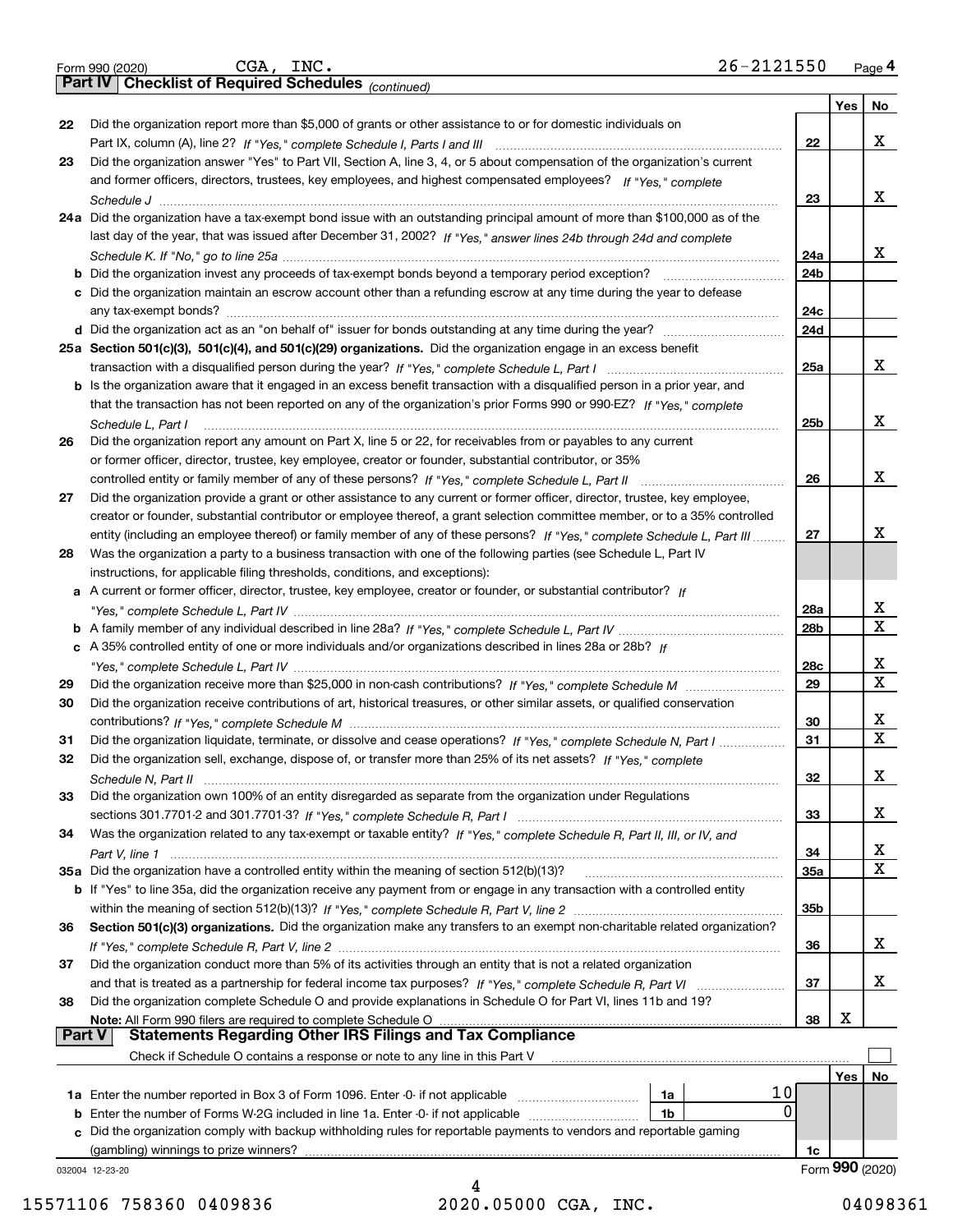Form 990 (2020) CGA, INC. 26-2121550 Page 4

**Part IV Checklist of Required Schedules** *(continued)*

| | | | Yes | No |
|---|---|---|---|---|
| 22 | Did the organization report more than $5,000 of grants or other assistance to or for domestic individuals on Part IX, column (A), line 2? *If "Yes," complete Schedule I, Parts I and III* | 22 | | X |
| 23 | Did the organization answer "Yes" to Part VII, Section A, line 3, 4, or 5 about compensation of the organization's current and former officers, directors, trustees, key employees, and highest compensated employees? *If "Yes," complete Schedule J* | 23 | | X |
| 24a | Did the organization have a tax-exempt bond issue with an outstanding principal amount of more than $100,000 as of the last day of the year, that was issued after December 31, 2002? *If "Yes," answer lines 24b through 24d and complete Schedule K. If "No," go to line 25a* | 24a | | X |
| b | Did the organization invest any proceeds of tax-exempt bonds beyond a temporary period exception? | 24b | | |
| c | Did the organization maintain an escrow account other than a refunding escrow at any time during the year to defease any tax-exempt bonds? | 24c | | |
| d | Did the organization act as an "on behalf of" issuer for bonds outstanding at any time during the year? | 24d | | |
| 25a | **Section 501(c)(3), 501(c)(4), and 501(c)(29) organizations.** Did the organization engage in an excess benefit transaction with a disqualified person during the year? *If "Yes," complete Schedule L, Part I* | 25a | | X |
| b | Is the organization aware that it engaged in an excess benefit transaction with a disqualified person in a prior year, and that the transaction has not been reported on any of the organization's prior Forms 990 or 990-EZ? *If "Yes," complete Schedule L, Part I* | 25b | | X |
| 26 | Did the organization report any amount on Part X, line 5 or 22, for receivables from or payables to any current or former officer, director, trustee, key employee, creator or founder, substantial contributor, or 35% controlled entity or family member of any of these persons? *If "Yes," complete Schedule L, Part II* | 26 | | X |
| 27 | Did the organization provide a grant or other assistance to any current or former officer, director, trustee, key employee, creator or founder, substantial contributor or employee thereof, a grant selection committee member, or to a 35% controlled entity (including an employee thereof) or family member of any of these persons? *If "Yes," complete Schedule L, Part III* | 27 | | X |
| 28 | Was the organization a party to a business transaction with one of the following parties (see Schedule L, Part IV instructions, for applicable filing thresholds, conditions, and exceptions): | | | |
| a | A current or former officer, director, trustee, key employee, creator or founder, or substantial contributor? *If "Yes," complete Schedule L, Part IV* | 28a | | X |
| b | A family member of any individual described in line 28a? *If "Yes," complete Schedule L, Part IV* | 28b | | X |
| c | A 35% controlled entity of one or more individuals and/or organizations described in lines 28a or 28b? *If "Yes," complete Schedule L, Part IV* | 28c | | X |
| 29 | Did the organization receive more than $25,000 in non-cash contributions? *If "Yes," complete Schedule M* | 29 | | X |
| 30 | Did the organization receive contributions of art, historical treasures, or other similar assets, or qualified conservation contributions? *If "Yes," complete Schedule M* | 30 | | X |
| 31 | Did the organization liquidate, terminate, or dissolve and cease operations? *If "Yes," complete Schedule N, Part I* | 31 | | X |
| 32 | Did the organization sell, exchange, dispose of, or transfer more than 25% of its net assets? *If "Yes," complete Schedule N, Part II* | 32 | | X |
| 33 | Did the organization own 100% of an entity disregarded as separate from the organization under Regulations sections 301.7701-2 and 301.7701-3? *If "Yes," complete Schedule R, Part I* | 33 | | X |
| 34 | Was the organization related to any tax-exempt or taxable entity? *If "Yes," complete Schedule R, Part II, III, or IV, and Part V, line 1* | 34 | | X |
| 35a | Did the organization have a controlled entity within the meaning of section 512(b)(13)? | 35a | | X |
| b | If "Yes" to line 35a, did the organization receive any payment from or engage in any transaction with a controlled entity within the meaning of section 512(b)(13)? *If "Yes," complete Schedule R, Part V, line 2* | 35b | | |
| 36 | **Section 501(c)(3) organizations.** Did the organization make any transfers to an exempt non-charitable related organization? *If "Yes," complete Schedule R, Part V, line 2* | 36 | | X |
| 37 | Did the organization conduct more than 5% of its activities through an entity that is not a related organization and that is treated as a partnership for federal income tax purposes? *If "Yes," complete Schedule R, Part VI* | 37 | | X |
| 38 | Did the organization complete Schedule O and provide explanations in Schedule O for Part VI, lines 11b and 19? **Note:** All Form 990 filers are required to complete Schedule O | 38 | X | |

**Part V Statements Regarding Other IRS Filings and Tax Compliance**

Check if Schedule O contains a response or note to any line in this Part V

| | | | | | Yes | No |
|---|---|---|---|---|---|---|
| 1a | Enter the number reported in Box 3 of Form 1096. Enter -0- if not applicable | 1a | 10 | | | |
| b | Enter the number of Forms W-2G included in line 1a. Enter -0- if not applicable | 1b | 0 | | | |
| c | Did the organization comply with backup withholding rules for reportable payments to vendors and reportable gaming (gambling) winnings to prize winners? | | | 1c | | |

032004 12-23-20

Form **990** (2020)

15571106 758360 0409836 2020.05000 CGA, INC. 04098361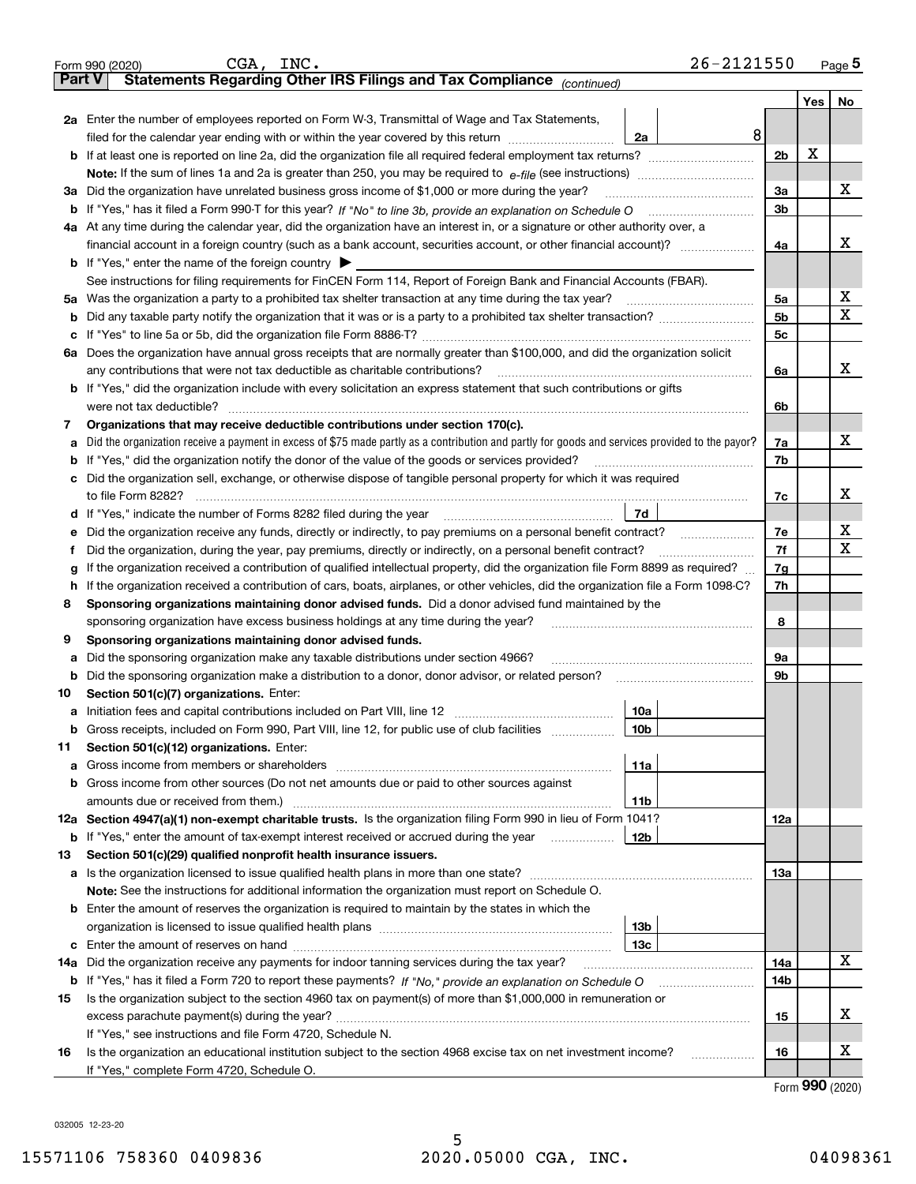Form 990 (2020) CGA, INC. 26-2121550 Page **5**

**Part V Statements Regarding Other IRS Filings and Tax Compliance** *(continued)*

| | | | | Yes | No |
|---|---|---|---|---|---|
| **2a** | Enter the number of employees reported on Form W-3, Transmittal of Wage and Tax Statements, filed for the calendar year ending with or within the year covered by this return | 2a | 8 | | |
| **b** | If at least one is reported on line 2a, did the organization file all required federal employment tax returns? | | 2b | X | |
| | **Note:** If the sum of lines 1a and 2a is greater than 250, you may be required to *e-file* (see instructions) | | | | |
| **3a** | Did the organization have unrelated business gross income of $1,000 or more during the year? | | 3a | | X |
| **b** | If "Yes," has it filed a Form 990-T for this year? *If "No" to line 3b, provide an explanation on Schedule O* | | 3b | | |
| **4a** | At any time during the calendar year, did the organization have an interest in, or a signature or other authority over, a financial account in a foreign country (such as a bank account, securities account, or other financial account)? | | 4a | | X |
| **b** | If "Yes," enter the name of the foreign country ▶ | | | | |
| | See instructions for filing requirements for FinCEN Form 114, Report of Foreign Bank and Financial Accounts (FBAR). | | | | |
| **5a** | Was the organization a party to a prohibited tax shelter transaction at any time during the tax year? | | 5a | | X |
| **b** | Did any taxable party notify the organization that it was or is a party to a prohibited tax shelter transaction? | | 5b | | X |
| **c** | If "Yes" to line 5a or 5b, did the organization file Form 8886-T? | | 5c | | |
| **6a** | Does the organization have annual gross receipts that are normally greater than $100,000, and did the organization solicit any contributions that were not tax deductible as charitable contributions? | | 6a | | X |
| **b** | If "Yes," did the organization include with every solicitation an express statement that such contributions or gifts were not tax deductible? | | 6b | | |
| **7** | **Organizations that may receive deductible contributions under section 170(c).** | | | | |
| **a** | Did the organization receive a payment in excess of $75 made partly as a contribution and partly for goods and services provided to the payor? | | 7a | | X |
| **b** | If "Yes," did the organization notify the donor of the value of the goods or services provided? | | 7b | | |
| **c** | Did the organization sell, exchange, or otherwise dispose of tangible personal property for which it was required to file Form 8282? | | 7c | | X |
| **d** | If "Yes," indicate the number of Forms 8282 filed during the year | 7d | | | |
| **e** | Did the organization receive any funds, directly or indirectly, to pay premiums on a personal benefit contract? | | 7e | | X |
| **f** | Did the organization, during the year, pay premiums, directly or indirectly, on a personal benefit contract? | | 7f | | X |
| **g** | If the organization received a contribution of qualified intellectual property, did the organization file Form 8899 as required? | | 7g | | |
| **h** | If the organization received a contribution of cars, boats, airplanes, or other vehicles, did the organization file a Form 1098-C? | | 7h | | |
| **8** | **Sponsoring organizations maintaining donor advised funds.** Did a donor advised fund maintained by the sponsoring organization have excess business holdings at any time during the year? | | 8 | | |
| **9** | **Sponsoring organizations maintaining donor advised funds.** | | | | |
| **a** | Did the sponsoring organization make any taxable distributions under section 4966? | | 9a | | |
| **b** | Did the sponsoring organization make a distribution to a donor, donor advisor, or related person? | | 9b | | |
| **10** | **Section 501(c)(7) organizations.** Enter: | | | | |
| **a** | Initiation fees and capital contributions included on Part VIII, line 12 | 10a | | | |
| **b** | Gross receipts, included on Form 990, Part VIII, line 12, for public use of club facilities | 10b | | | |
| **11** | **Section 501(c)(12) organizations.** Enter: | | | | |
| **a** | Gross income from members or shareholders | 11a | | | |
| **b** | Gross income from other sources (Do not net amounts due or paid to other sources against amounts due or received from them.) | 11b | | | |
| **12a** | **Section 4947(a)(1) non-exempt charitable trusts.** Is the organization filing Form 990 in lieu of Form 1041? | | 12a | | |
| **b** | If "Yes," enter the amount of tax-exempt interest received or accrued during the year | 12b | | | |
| **13** | **Section 501(c)(29) qualified nonprofit health insurance issuers.** | | | | |
| **a** | Is the organization licensed to issue qualified health plans in more than one state? | | 13a | | |
| | **Note:** See the instructions for additional information the organization must report on Schedule O. | | | | |
| **b** | Enter the amount of reserves the organization is required to maintain by the states in which the organization is licensed to issue qualified health plans | 13b | | | |
| **c** | Enter the amount of reserves on hand | 13c | | | |
| **14a** | Did the organization receive any payments for indoor tanning services during the tax year? | | 14a | | X |
| **b** | If "Yes," has it filed a Form 720 to report these payments? *If "No," provide an explanation on Schedule O* | | 14b | | |
| **15** | Is the organization subject to the section 4960 tax on payment(s) of more than $1,000,000 in remuneration or excess parachute payment(s) during the year? | | 15 | | X |
| | If "Yes," see instructions and file Form 4720, Schedule N. | | | | |
| **16** | Is the organization an educational institution subject to the section 4968 excise tax on net investment income? | | 16 | | X |
| | If "Yes," complete Form 4720, Schedule O. | | | | |

Form **990** (2020)

032005 12-23-20

15571106 758360 0409836 2020.05000 CGA, INC. 04098361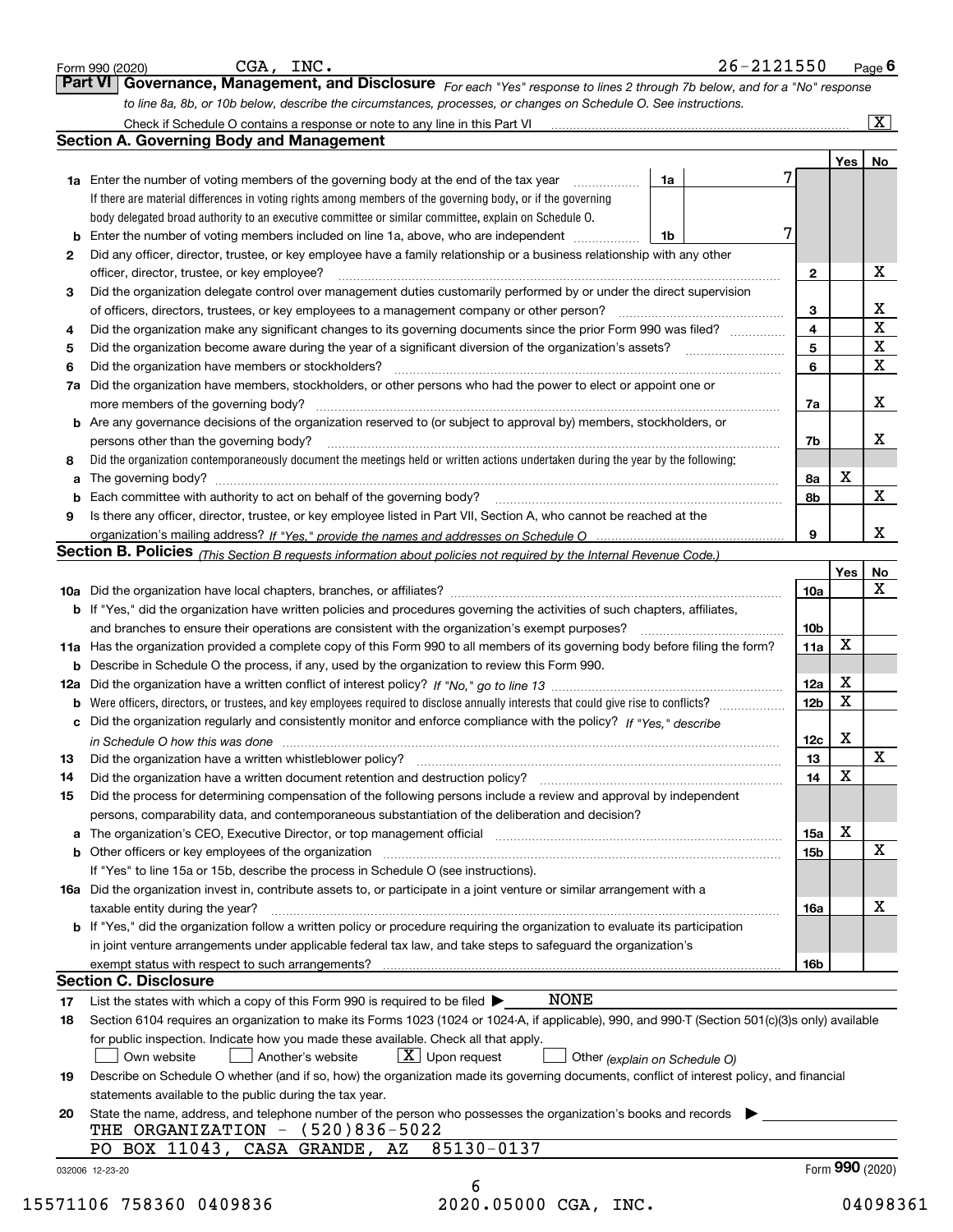Form 990 (2020) CGA, INC. 26-2121550 Page **6**

## Part VI Governance, Management, and Disclosure

*For each "Yes" response to lines 2 through 7b below, and for a "No" response to line 8a, 8b, or 10b below, describe the circumstances, processes, or changes on Schedule O. See instructions.*

Check if Schedule O contains a response or note to any line in this Part VI [X]

### Section A. Governing Body and Management

| | | | | | Yes | No |
|---|---|---|---|---|---|---|
| **1a** | Enter the number of voting members of the governing body at the end of the tax year | 1a | 7 | | | |
| | If there are material differences in voting rights among members of the governing body, or if the governing body delegated broad authority to an executive committee or similar committee, explain on Schedule O. | | | | | |
| **b** | Enter the number of voting members included on line 1a, above, who are independent | 1b | 7 | | | |
| **2** | Did any officer, director, trustee, or key employee have a family relationship or a business relationship with any other officer, director, trustee, or key employee? | | | 2 | | X |
| **3** | Did the organization delegate control over management duties customarily performed by or under the direct supervision of officers, directors, trustees, or key employees to a management company or other person? | | | 3 | | X |
| **4** | Did the organization make any significant changes to its governing documents since the prior Form 990 was filed? | | | 4 | | X |
| **5** | Did the organization become aware during the year of a significant diversion of the organization's assets? | | | 5 | | X |
| **6** | Did the organization have members or stockholders? | | | 6 | | X |
| **7a** | Did the organization have members, stockholders, or other persons who had the power to elect or appoint one or more members of the governing body? | | | 7a | | X |
| **b** | Are any governance decisions of the organization reserved to (or subject to approval by) members, stockholders, or persons other than the governing body? | | | 7b | | X |
| **8** | Did the organization contemporaneously document the meetings held or written actions undertaken during the year by the following: | | | | | |
| **a** | The governing body? | | | 8a | X | |
| **b** | Each committee with authority to act on behalf of the governing body? | | | 8b | | X |
| **9** | Is there any officer, director, trustee, or key employee listed in Part VII, Section A, who cannot be reached at the organization's mailing address? *If "Yes," provide the names and addresses on Schedule O* | | | 9 | | X |

### Section B. Policies *(This Section B requests information about policies not required by the Internal Revenue Code.)*

| | | | Yes | No |
|---|---|---|---|---|
| **10a** | Did the organization have local chapters, branches, or affiliates? | 10a | | X |
| **b** | If "Yes," did the organization have written policies and procedures governing the activities of such chapters, affiliates, and branches to ensure their operations are consistent with the organization's exempt purposes? | 10b | | |
| **11a** | Has the organization provided a complete copy of this Form 990 to all members of its governing body before filing the form? | 11a | X | |
| **b** | Describe in Schedule O the process, if any, used by the organization to review this Form 990. | | | |
| **12a** | Did the organization have a written conflict of interest policy? *If "No," go to line 13* | 12a | X | |
| **b** | Were officers, directors, or trustees, and key employees required to disclose annually interests that could give rise to conflicts? | 12b | X | |
| **c** | Did the organization regularly and consistently monitor and enforce compliance with the policy? *If "Yes," describe in Schedule O how this was done* | 12c | X | |
| **13** | Did the organization have a written whistleblower policy? | 13 | | X |
| **14** | Did the organization have a written document retention and destruction policy? | 14 | X | |
| **15** | Did the process for determining compensation of the following persons include a review and approval by independent persons, comparability data, and contemporaneous substantiation of the deliberation and decision? | | | |
| **a** | The organization's CEO, Executive Director, or top management official | 15a | X | |
| **b** | Other officers or key employees of the organization | 15b | | X |
| | If "Yes" to line 15a or 15b, describe the process in Schedule O (see instructions). | | | |
| **16a** | Did the organization invest in, contribute assets to, or participate in a joint venture or similar arrangement with a taxable entity during the year? | 16a | | X |
| **b** | If "Yes," did the organization follow a written policy or procedure requiring the organization to evaluate its participation in joint venture arrangements under applicable federal tax law, and take steps to safeguard the organization's exempt status with respect to such arrangements? | 16b | | |

### Section C. Disclosure

**17** List the states with which a copy of this Form 990 is required to be filed ▶ NONE

**18** Section 6104 requires an organization to make its Forms 1023 (1024 or 1024-A, if applicable), 990, and 990-T (Section 501(c)(3)s only) available for public inspection. Indicate how you made these available. Check all that apply.

[ ] Own website [ ] Another's website [X] Upon request [ ] Other *(explain on Schedule O)*

**19** Describe on Schedule O whether (and if so, how) the organization made its governing documents, conflict of interest policy, and financial statements available to the public during the tax year.

**20** State the name, address, and telephone number of the person who possesses the organization's books and records ▶

THE ORGANIZATION - (520)836-5022
PO BOX 11043, CASA GRANDE, AZ 85130-0137

032006 12-23-20 Form **990** (2020)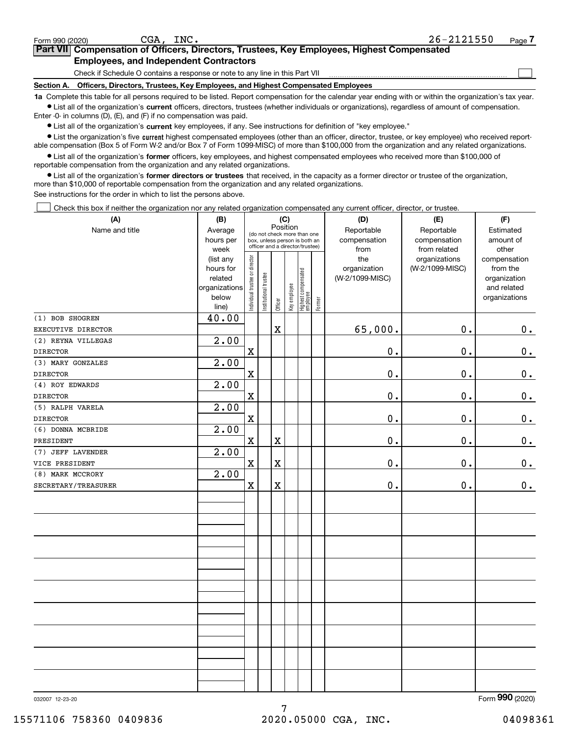Form 990 (2020) CGA, INC. 26-2121550 Page 7

## Part VII Compensation of Officers, Directors, Trustees, Key Employees, Highest Compensated Employees, and Independent Contractors

Check if Schedule O contains a response or note to any line in this Part VII

### Section A. Officers, Directors, Trustees, Key Employees, and Highest Compensated Employees

**1a** Complete this table for all persons required to be listed. Report compensation for the calendar year ending with or within the organization's tax year.

- List all of the organization's **current** officers, directors, trustees (whether individuals or organizations), regardless of amount of compensation. Enter -0- in columns (D), (E), and (F) if no compensation was paid.
- List all of the organization's **current** key employees, if any. See instructions for definition of "key employee."
- List the organization's five **current** highest compensated employees (other than an officer, director, trustee, or key employee) who received reportable compensation (Box 5 of Form W-2 and/or Box 7 of Form 1099-MISC) of more than $100,000 from the organization and any related organizations.
- List all of the organization's **former** officers, key employees, and highest compensated employees who received more than $100,000 of reportable compensation from the organization and any related organizations.
- List all of the organization's **former directors or trustees** that received, in the capacity as a former director or trustee of the organization, more than $10,000 of reportable compensation from the organization and any related organizations.

See instructions for the order in which to list the persons above.

Check this box if neither the organization nor any related organization compensated any current officer, director, or trustee.

| (A) Name and title | (B) Average hours per week (list any hours for related organizations below line) | (C) Position: Individual trustee or director | Institutional trustee | Officer | Key employee | Highest compensated employee | Former | (D) Reportable compensation from the organization (W-2/1099-MISC) | (E) Reportable compensation from related organizations (W-2/1099-MISC) | (F) Estimated amount of other compensation from the organization and related organizations |
|---|---|---|---|---|---|---|---|---|---|---|
| (1) BOB SHOGREN<br>EXECUTIVE DIRECTOR | 40.00 | | | X | | | | 65,000. | 0. | 0. |
| (2) REYNA VILLEGAS<br>DIRECTOR | 2.00 | X | | | | | | 0. | 0. | 0. |
| (3) MARY GONZALES<br>DIRECTOR | 2.00 | X | | | | | | 0. | 0. | 0. |
| (4) ROY EDWARDS<br>DIRECTOR | 2.00 | X | | | | | | 0. | 0. | 0. |
| (5) RALPH VARELA<br>DIRECTOR | 2.00 | X | | | | | | 0. | 0. | 0. |
| (6) DONNA MCBRIDE<br>PRESIDENT | 2.00 | X | | X | | | | 0. | 0. | 0. |
| (7) JEFF LAVENDER<br>VICE PRESIDENT | 2.00 | X | | X | | | | 0. | 0. | 0. |
| (8) MARK MCCRORY<br>SECRETARY/TREASURER | 2.00 | X | | X | | | | 0. | 0. | 0. |

032007 12-23-20 Form 990 (2020)

15571106 758360 0409836 2020.05000 CGA, INC. 04098361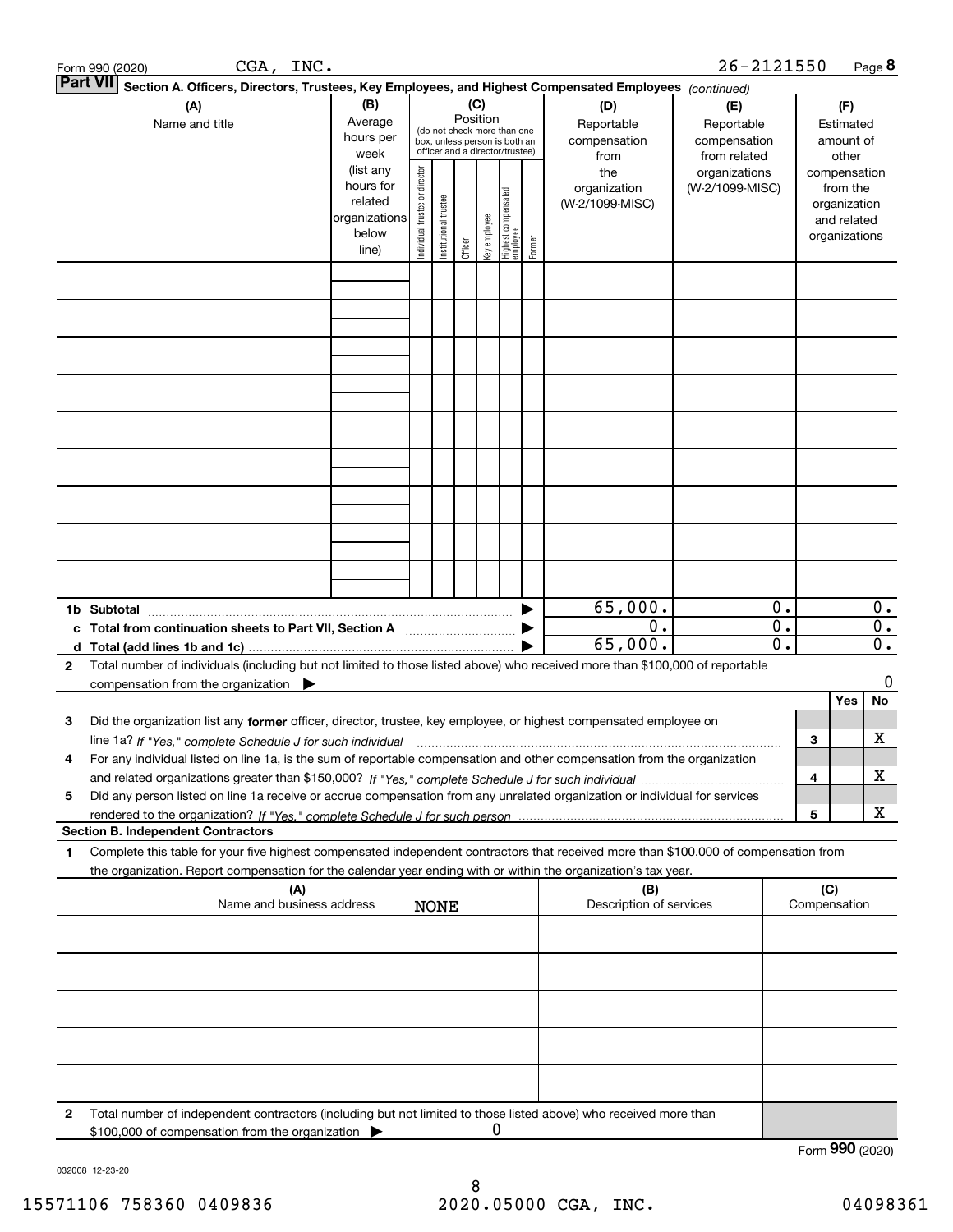Form 990 (2020) CGA, INC. 26-2121550 Page 8

**Part VII Section A. Officers, Directors, Trustees, Key Employees, and Highest Compensated Employees** *(continued)*

| (A) Name and title | (B) Average hours per week (list any hours for related organizations below line) | (C) Position (do not check more than one box, unless person is both an officer and a director/trustee): Individual trustee or director | Institutional trustee | Officer | Key employee | Highest compensated employee | Former | (D) Reportable compensation from the organization (W-2/1099-MISC) | (E) Reportable compensation from related organizations (W-2/1099-MISC) | (F) Estimated amount of other compensation from the organization and related organizations |
|---|---|---|---|---|---|---|---|---|---|---|
| | | | | | | | | | | |
| | | | | | | | | | | |
| | | | | | | | | | | |
| | | | | | | | | | | |
| | | | | | | | | | | |
| | | | | | | | | | | |
| | | | | | | | | | | |
| | | | | | | | | | | |
| | | | | | | | | | | |
| **1b Subtotal** | | | | | | | | 65,000. | 0. | 0. |
| **c Total from continuation sheets to Part VII, Section A** | | | | | | | | 0. | 0. | 0. |
| **d Total (add lines 1b and 1c)** | | | | | | | | 65,000. | 0. | 0. |

**2** Total number of individuals (including but not limited to those listed above) who received more than $100,000 of reportable compensation from the organization ▶ 0

| | | | Yes | No |
|---|---|---|---|---|
| **3** | Did the organization list any **former** officer, director, trustee, key employee, or highest compensated employee on line 1a? *If "Yes," complete Schedule J for such individual* | 3 | | X |
| **4** | For any individual listed on line 1a, is the sum of reportable compensation and other compensation from the organization and related organizations greater than $150,000? *If "Yes," complete Schedule J for such individual* | 4 | | X |
| **5** | Did any person listed on line 1a receive or accrue compensation from any unrelated organization or individual for services rendered to the organization? *If "Yes," complete Schedule J for such person* | 5 | | X |

**Section B. Independent Contractors**

**1** Complete this table for your five highest compensated independent contractors that received more than $100,000 of compensation from the organization. Report compensation for the calendar year ending with or within the organization's tax year.

| (A) Name and business address | (B) Description of services | (C) Compensation |
|---|---|---|
| NONE | | |
| | | |
| | | |
| | | |
| | | |

**2** Total number of independent contractors (including but not limited to those listed above) who received more than $100,000 of compensation from the organization ▶ 0

Form **990** (2020)

032008 12-23-20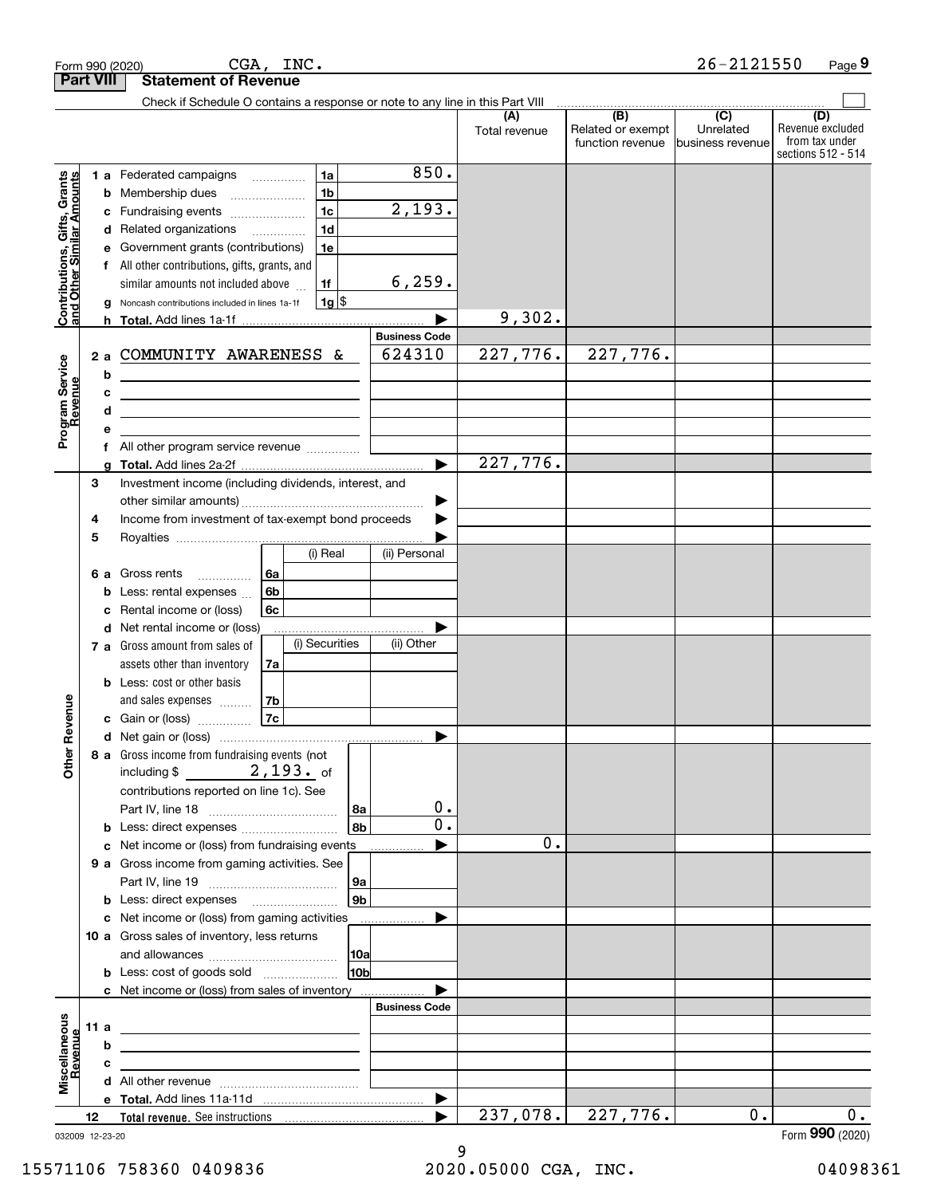Form 990 (2020) CGA, INC. 26-2121550 Page 9

## Part VIII Statement of Revenue

Check if Schedule O contains a response or note to any line in this Part VIII

| | | | | (A) Total revenue | (B) Related or exempt function revenue | (C) Unrelated business revenue | (D) Revenue excluded from tax under sections 512 - 514 |
|---|---|---|---|---|---|---|---|
| **Contributions, Gifts, Grants and Other Similar Amounts** | 1a | Federated campaigns | 1a 850. | | | | |
| | b | Membership dues | 1b | | | | |
| | c | Fundraising events | 1c 2,193. | | | | |
| | d | Related organizations | 1d | | | | |
| | e | Government grants (contributions) | 1e | | | | |
| | f | All other contributions, gifts, grants, and similar amounts not included above | 1f 6,259. | | | | |
| | g | Noncash contributions included in lines 1a-1f | 1g $ | | | | |
| | h | **Total.** Add lines 1a-1f | | 9,302. | | | |
| **Program Service Revenue** | | | Business Code | | | | |
| | 2a | COMMUNITY AWARENESS & | 624310 | 227,776. | 227,776. | | |
| | b | | | | | | |
| | c | | | | | | |
| | d | | | | | | |
| | e | | | | | | |
| | f | All other program service revenue | | | | | |
| | g | **Total.** Add lines 2a-2f | | 227,776. | | | |
| **Other Revenue** | 3 | Investment income (including dividends, interest, and other similar amounts) | | | | | |
| | 4 | Income from investment of tax-exempt bond proceeds | | | | | |
| | 5 | Royalties | | | | | |
| | | | (i) Real / (ii) Personal | | | | |
| | 6a | Gross rents | 6a | | | | |
| | b | Less: rental expenses | 6b | | | | |
| | c | Rental income or (loss) | 6c | | | | |
| | d | Net rental income or (loss) | | | | | |
| | | | (i) Securities / (ii) Other | | | | |
| | 7a | Gross amount from sales of assets other than inventory | 7a | | | | |
| | b | Less: cost or other basis and sales expenses | 7b | | | | |
| | c | Gain or (loss) | 7c | | | | |
| | d | Net gain or (loss) | | | | | |
| | 8a | Gross income from fundraising events (not including $ 2,193. of contributions reported on line 1c). See Part IV, line 18 | 8a 0. | | | | |
| | b | Less: direct expenses | 8b 0. | | | | |
| | c | Net income or (loss) from fundraising events | | 0. | | | |
| | 9a | Gross income from gaming activities. See Part IV, line 19 | 9a | | | | |
| | b | Less: direct expenses | 9b | | | | |
| | c | Net income or (loss) from gaming activities | | | | | |
| | 10a | Gross sales of inventory, less returns and allowances | 10a | | | | |
| | b | Less: cost of goods sold | 10b | | | | |
| | c | Net income or (loss) from sales of inventory | | | | | |
| **Miscellaneous Revenue** | | | Business Code | | | | |
| | 11a | | | | | | |
| | b | | | | | | |
| | c | | | | | | |
| | d | All other revenue | | | | | |
| | e | **Total.** Add lines 11a-11d | | | | | |
| | 12 | **Total revenue.** See instructions | | 237,078. | 227,776. | 0. | 0. |

032009 12-23-20 Form **990** (2020)

15571106 758360 0409836 2020.05000 CGA, INC. 04098361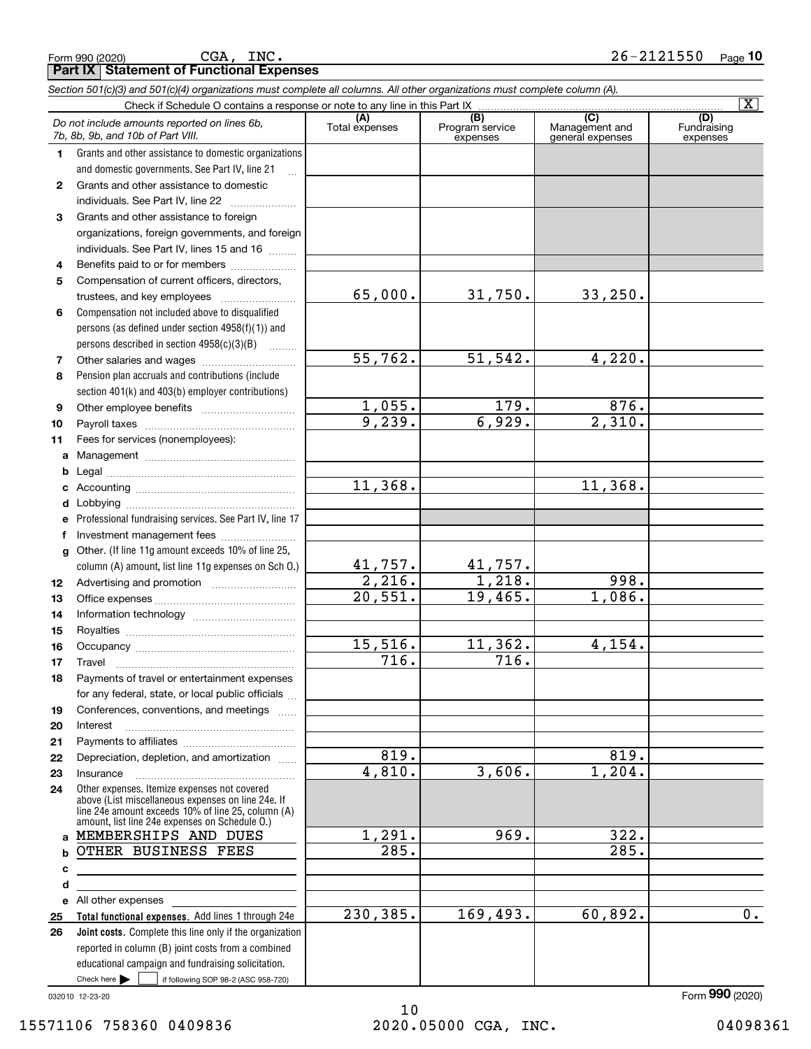Form 990 (2020) CGA, INC. 26-2121550 Page 10

## Part IX Statement of Functional Expenses

*Section 501(c)(3) and 501(c)(4) organizations must complete all columns. All other organizations must complete column (A).*

Check if Schedule O contains a response or note to any line in this Part IX [X]

| *Do not include amounts reported on lines 6b, 7b, 8b, 9b, and 10b of Part VIII.* | (A) Total expenses | (B) Program service expenses | (C) Management and general expenses | (D) Fundraising expenses |
|---|---|---|---|---|
| 1 Grants and other assistance to domestic organizations and domestic governments. See Part IV, line 21 | | | | |
| 2 Grants and other assistance to domestic individuals. See Part IV, line 22 | | | | |
| 3 Grants and other assistance to foreign organizations, foreign governments, and foreign individuals. See Part IV, lines 15 and 16 | | | | |
| 4 Benefits paid to or for members | | | | |
| 5 Compensation of current officers, directors, trustees, and key employees | 65,000. | 31,750. | 33,250. | |
| 6 Compensation not included above to disqualified persons (as defined under section 4958(f)(1)) and persons described in section 4958(c)(3)(B) | | | | |
| 7 Other salaries and wages | 55,762. | 51,542. | 4,220. | |
| 8 Pension plan accruals and contributions (include section 401(k) and 403(b) employer contributions) | | | | |
| 9 Other employee benefits | 1,055. | 179. | 876. | |
| 10 Payroll taxes | 9,239. | 6,929. | 2,310. | |
| 11 Fees for services (nonemployees): | | | | |
| a Management | | | | |
| b Legal | | | | |
| c Accounting | 11,368. | | 11,368. | |
| d Lobbying | | | | |
| e Professional fundraising services. See Part IV, line 17 | | | | |
| f Investment management fees | | | | |
| g Other. (If line 11g amount exceeds 10% of line 25, column (A) amount, list line 11g expenses on Sch O.) | 41,757. | 41,757. | | |
| 12 Advertising and promotion | 2,216. | 1,218. | 998. | |
| 13 Office expenses | 20,551. | 19,465. | 1,086. | |
| 14 Information technology | | | | |
| 15 Royalties | | | | |
| 16 Occupancy | 15,516. | 11,362. | 4,154. | |
| 17 Travel | 716. | 716. | | |
| 18 Payments of travel or entertainment expenses for any federal, state, or local public officials | | | | |
| 19 Conferences, conventions, and meetings | | | | |
| 20 Interest | | | | |
| 21 Payments to affiliates | | | | |
| 22 Depreciation, depletion, and amortization | 819. | | 819. | |
| 23 Insurance | 4,810. | 3,606. | 1,204. | |
| 24 Other expenses. Itemize expenses not covered above (List miscellaneous expenses on line 24e. If line 24e amount exceeds 10% of line 25, column (A) amount, list line 24e expenses on Schedule O.) | | | | |
| a MEMBERSHIPS AND DUES | 1,291. | 969. | 322. | |
| b OTHER BUSINESS FEES | 285. | | 285. | |
| c | | | | |
| d | | | | |
| e All other expenses | | | | |
| 25 **Total functional expenses.** Add lines 1 through 24e | 230,385. | 169,493. | 60,892. | 0. |
| 26 **Joint costs.** Complete this line only if the organization reported in column (B) joint costs from a combined educational campaign and fundraising solicitation. Check here [ ] if following SOP 98-2 (ASC 958-720) | | | | |

032010 12-23-20 Form **990** (2020)

15571106 758360 0409836 2020.05000 CGA, INC. 04098361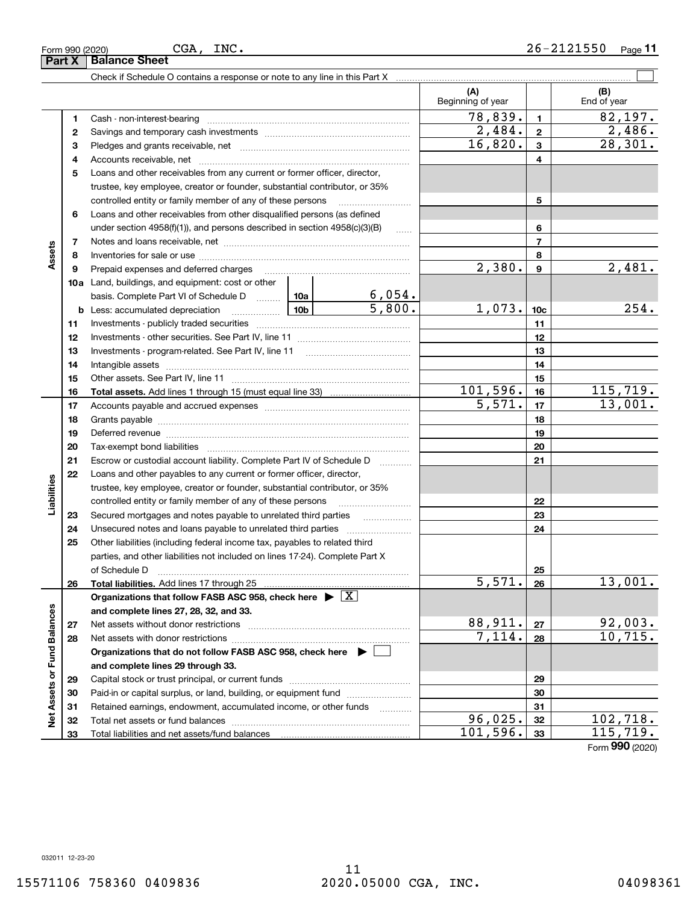Form 990 (2020) CGA, INC. 26-2121550

## Part X Balance Sheet

Check if Schedule O contains a response or note to any line in this Part X ☐

| | | | | (A) Beginning of year | | (B) End of year |
|---|---|---|---|---|---|---|
| Assets | 1 | Cash - non-interest-bearing | | 78,839. | 1 | 82,197. |
| | 2 | Savings and temporary cash investments | | 2,484. | 2 | 2,486. |
| | 3 | Pledges and grants receivable, net | | 16,820. | 3 | 28,301. |
| | 4 | Accounts receivable, net | | | 4 | |
| | 5 | Loans and other receivables from any current or former officer, director, trustee, key employee, creator or founder, substantial contributor, or 35% controlled entity or family member of any of these persons | | | 5 | |
| | 6 | Loans and other receivables from other disqualified persons (as defined under section 4958(f)(1)), and persons described in section 4958(c)(3)(B) | | | 6 | |
| | 7 | Notes and loans receivable, net | | | 7 | |
| | 8 | Inventories for sale or use | | | 8 | |
| | 9 | Prepaid expenses and deferred charges | | 2,380. | 9 | 2,481. |
| | 10a | Land, buildings, and equipment: cost or other basis. Complete Part VI of Schedule D | 10a 6,054. | | | |
| | b | Less: accumulated depreciation | 10b 5,800. | 1,073. | 10c | 254. |
| | 11 | Investments - publicly traded securities | | | 11 | |
| | 12 | Investments - other securities. See Part IV, line 11 | | | 12 | |
| | 13 | Investments - program-related. See Part IV, line 11 | | | 13 | |
| | 14 | Intangible assets | | | 14 | |
| | 15 | Other assets. See Part IV, line 11 | | | 15 | |
| | 16 | **Total assets.** Add lines 1 through 15 (must equal line 33) | | 101,596. | 16 | 115,719. |
| Liabilities | 17 | Accounts payable and accrued expenses | | 5,571. | 17 | 13,001. |
| | 18 | Grants payable | | | 18 | |
| | 19 | Deferred revenue | | | 19 | |
| | 20 | Tax-exempt bond liabilities | | | 20 | |
| | 21 | Escrow or custodial account liability. Complete Part IV of Schedule D | | | 21 | |
| | 22 | Loans and other payables to any current or former officer, director, trustee, key employee, creator or founder, substantial contributor, or 35% controlled entity or family member of any of these persons | | | 22 | |
| | 23 | Secured mortgages and notes payable to unrelated third parties | | | 23 | |
| | 24 | Unsecured notes and loans payable to unrelated third parties | | | 24 | |
| | 25 | Other liabilities (including federal income tax, payables to related third parties, and other liabilities not included on lines 17-24). Complete Part X of Schedule D | | | 25 | |
| | 26 | **Total liabilities.** Add lines 17 through 25 | | 5,571. | 26 | 13,001. |
| Net Assets or Fund Balances | | **Organizations that follow FASB ASC 958, check here** ▶ ☒ **and complete lines 27, 28, 32, and 33.** | | | | |
| | 27 | Net assets without donor restrictions | | 88,911. | 27 | 92,003. |
| | 28 | Net assets with donor restrictions | | 7,114. | 28 | 10,715. |
| | | **Organizations that do not follow FASB ASC 958, check here** ▶ ☐ **and complete lines 29 through 33.** | | | | |
| | 29 | Capital stock or trust principal, or current funds | | | 29 | |
| | 30 | Paid-in or capital surplus, or land, building, or equipment fund | | | 30 | |
| | 31 | Retained earnings, endowment, accumulated income, or other funds | | | 31 | |
| | 32 | Total net assets or fund balances | | 96,025. | 32 | 102,718. |
| | 33 | Total liabilities and net assets/fund balances | | 101,596. | 33 | 115,719. |

Form **990** (2020)

032011 12-23-20

15571106 758360 0409836 2020.05000 CGA, INC. 04098361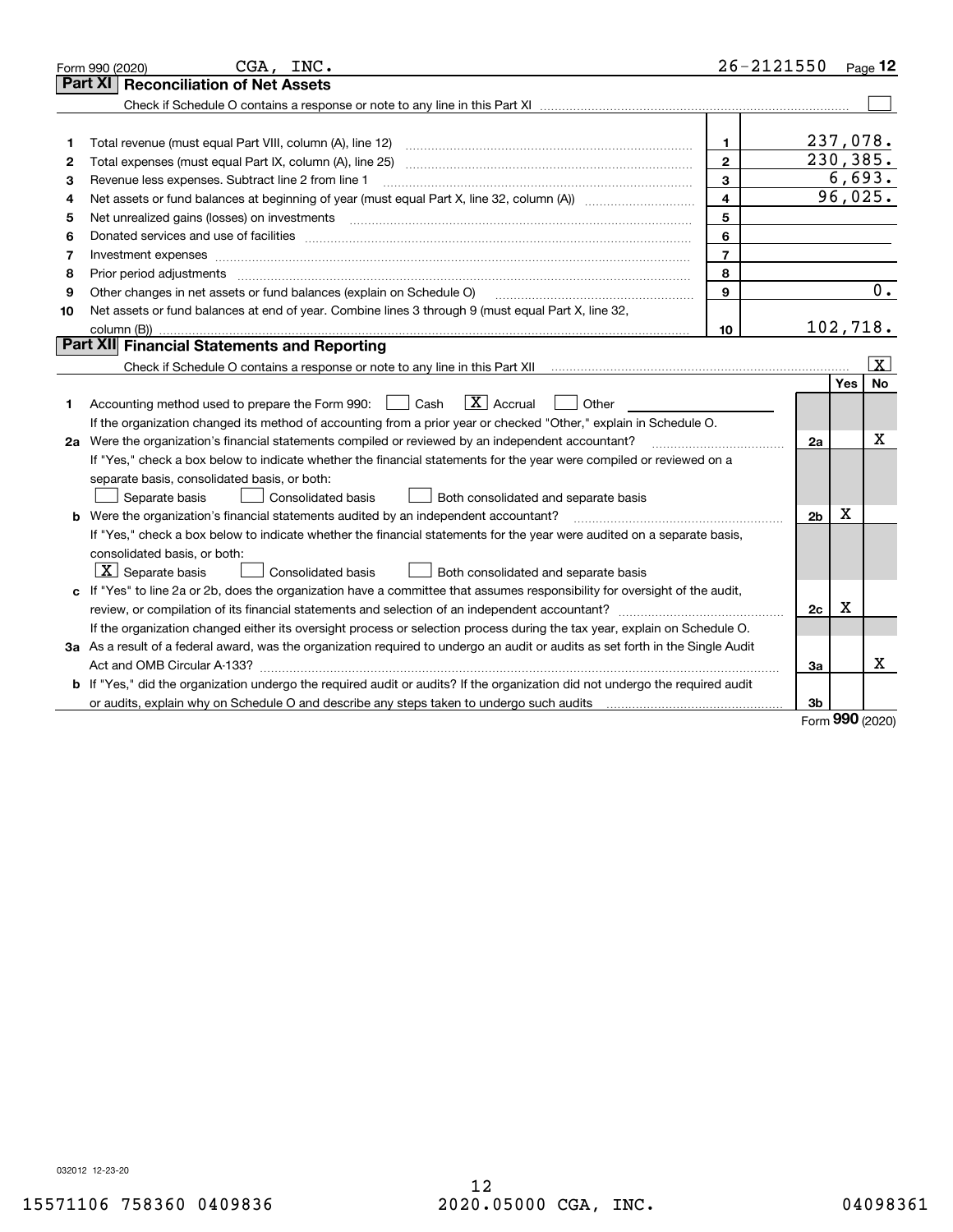Form 990 (2020) CGA, INC. 26-2121550 Page **12**

## Part XI Reconciliation of Net Assets

Check if Schedule O contains a response or note to any line in this Part XI ☐

| | | | |
|---|---|---|---|
| 1 | Total revenue (must equal Part VIII, column (A), line 12) | 1 | 237,078. |
| 2 | Total expenses (must equal Part IX, column (A), line 25) | 2 | 230,385. |
| 3 | Revenue less expenses. Subtract line 2 from line 1 | 3 | 6,693. |
| 4 | Net assets or fund balances at beginning of year (must equal Part X, line 32, column (A)) | 4 | 96,025. |
| 5 | Net unrealized gains (losses) on investments | 5 | |
| 6 | Donated services and use of facilities | 6 | |
| 7 | Investment expenses | 7 | |
| 8 | Prior period adjustments | 8 | |
| 9 | Other changes in net assets or fund balances (explain on Schedule O) | 9 | 0. |
| 10 | Net assets or fund balances at end of year. Combine lines 3 through 9 (must equal Part X, line 32, column (B)) | 10 | 102,718. |

## Part XII Financial Statements and Reporting

Check if Schedule O contains a response or note to any line in this Part XII ☒

| | | | Yes | No |
|---|---|---|---|---|
| 1 | Accounting method used to prepare the Form 990: ☐ Cash ☒ Accrual ☐ Other | | | |
| | If the organization changed its method of accounting from a prior year or checked "Other," explain in Schedule O. | | | |
| 2a | Were the organization's financial statements compiled or reviewed by an independent accountant? | 2a | | X |
| | If "Yes," check a box below to indicate whether the financial statements for the year were compiled or reviewed on a separate basis, consolidated basis, or both: ☐ Separate basis ☐ Consolidated basis ☐ Both consolidated and separate basis | | | |
| b | Were the organization's financial statements audited by an independent accountant? | 2b | X | |
| | If "Yes," check a box below to indicate whether the financial statements for the year were audited on a separate basis, consolidated basis, or both: ☒ Separate basis ☐ Consolidated basis ☐ Both consolidated and separate basis | | | |
| c | If "Yes" to line 2a or 2b, does the organization have a committee that assumes responsibility for oversight of the audit, review, or compilation of its financial statements and selection of an independent accountant? | 2c | X | |
| | If the organization changed either its oversight process or selection process during the tax year, explain on Schedule O. | | | |
| 3a | As a result of a federal award, was the organization required to undergo an audit or audits as set forth in the Single Audit Act and OMB Circular A-133? | 3a | | X |
| b | If "Yes," did the organization undergo the required audit or audits? If the organization did not undergo the required audit or audits, explain why on Schedule O and describe any steps taken to undergo such audits | 3b | | |

Form **990** (2020)

032012 12-23-20

15571106 758360 0409836 2020.05000 CGA, INC. 04098361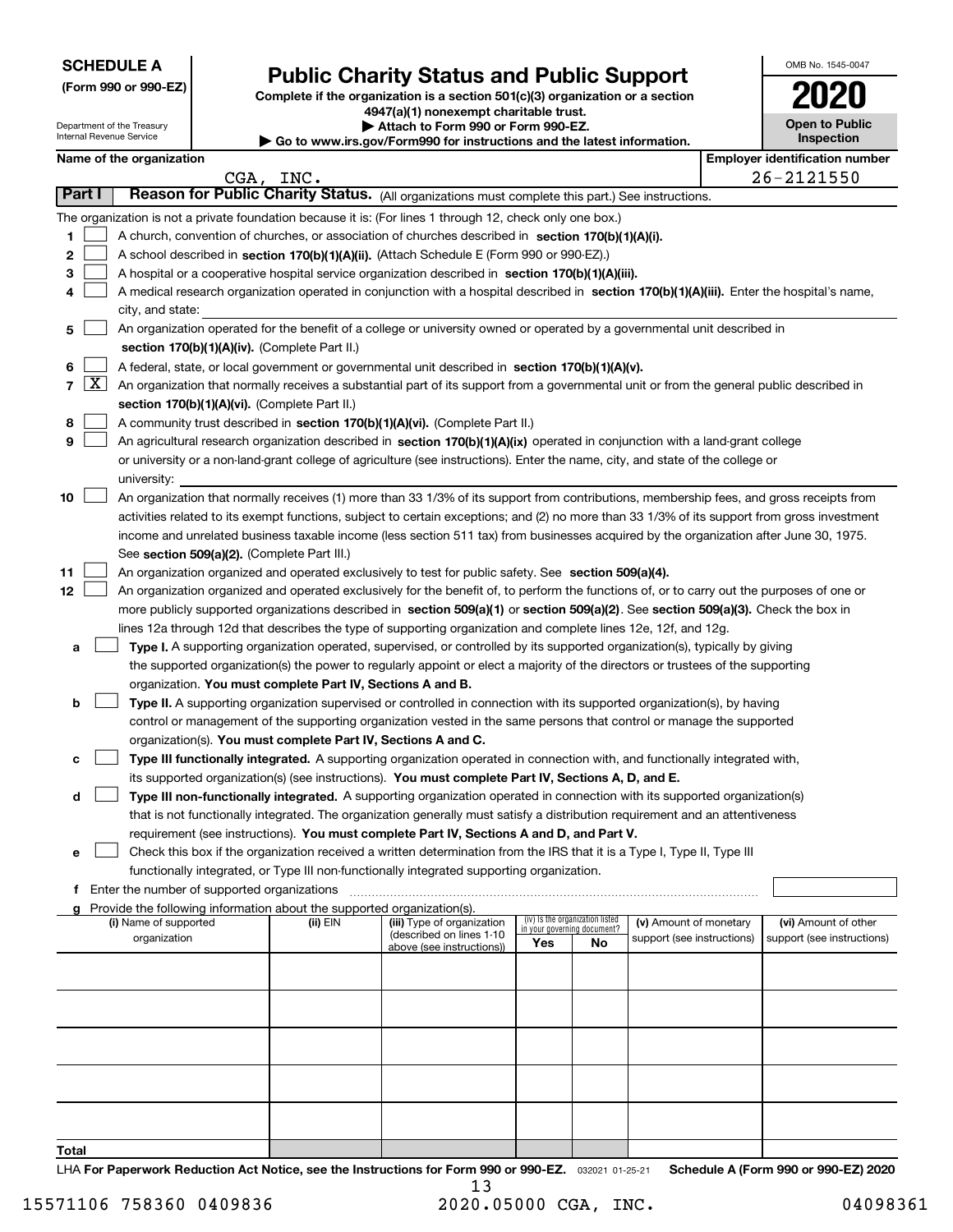**SCHEDULE A**
**(Form 990 or 990-EZ)**

Department of the Treasury
Internal Revenue Service

# Public Charity Status and Public Support

**Complete if the organization is a section 501(c)(3) organization or a section 4947(a)(1) nonexempt charitable trust.**
**▶ Attach to Form 990 or Form 990-EZ.**
**▶ Go to www.irs.gov/Form990 for instructions and the latest information.**

OMB No. 1545-0047

**2020**

**Open to Public Inspection**

**Name of the organization:** CGA, INC.
**Employer identification number:** 26-2121550

## Part I — Reason for Public Charity Status. (All organizations must complete this part.) See instructions.

The organization is not a private foundation because it is: (For lines 1 through 12, check only one box.)

1. ☐ A church, convention of churches, or association of churches described in **section 170(b)(1)(A)(i).**
2. ☐ A school described in **section 170(b)(1)(A)(ii).** (Attach Schedule E (Form 990 or 990-EZ).)
3. ☐ A hospital or a cooperative hospital service organization described in **section 170(b)(1)(A)(iii).**
4. ☐ A medical research organization operated in conjunction with a hospital described in **section 170(b)(1)(A)(iii).** Enter the hospital's name, city, and state:
5. ☐ An organization operated for the benefit of a college or university owned or operated by a governmental unit described in **section 170(b)(1)(A)(iv).** (Complete Part II.)
6. ☐ A federal, state, or local government or governmental unit described in **section 170(b)(1)(A)(v).**
7. ☒ An organization that normally receives a substantial part of its support from a governmental unit or from the general public described in **section 170(b)(1)(A)(vi).** (Complete Part II.)
8. ☐ A community trust described in **section 170(b)(1)(A)(vi).** (Complete Part II.)
9. ☐ An agricultural research organization described in **section 170(b)(1)(A)(ix)** operated in conjunction with a land-grant college or university or a non-land-grant college of agriculture (see instructions). Enter the name, city, and state of the college or university:
10. ☐ An organization that normally receives (1) more than 33 1/3% of its support from contributions, membership fees, and gross receipts from activities related to its exempt functions, subject to certain exceptions; and (2) no more than 33 1/3% of its support from gross investment income and unrelated business taxable income (less section 511 tax) from businesses acquired by the organization after June 30, 1975. See **section 509(a)(2).** (Complete Part III.)
11. ☐ An organization organized and operated exclusively to test for public safety. See **section 509(a)(4).**
12. ☐ An organization organized and operated exclusively for the benefit of, to perform the functions of, or to carry out the purposes of one or more publicly supported organizations described in **section 509(a)(1)** or **section 509(a)(2)**. See **section 509(a)(3).** Check the box in lines 12a through 12d that describes the type of supporting organization and complete lines 12e, 12f, and 12g.
   - **a** ☐ **Type I.** A supporting organization operated, supervised, or controlled by its supported organization(s), typically by giving the supported organization(s) the power to regularly appoint or elect a majority of the directors or trustees of the supporting organization. **You must complete Part IV, Sections A and B.**
   - **b** ☐ **Type II.** A supporting organization supervised or controlled in connection with its supported organization(s), by having control or management of the supporting organization vested in the same persons that control or manage the supported organization(s). **You must complete Part IV, Sections A and C.**
   - **c** ☐ **Type III functionally integrated.** A supporting organization operated in connection with, and functionally integrated with, its supported organization(s) (see instructions). **You must complete Part IV, Sections A, D, and E.**
   - **d** ☐ **Type III non-functionally integrated.** A supporting organization operated in connection with its supported organization(s) that is not functionally integrated. The organization generally must satisfy a distribution requirement and an attentiveness requirement (see instructions). **You must complete Part IV, Sections A and D, and Part V.**
   - **e** ☐ Check this box if the organization received a written determination from the IRS that it is a Type I, Type II, Type III functionally integrated, or Type III non-functionally integrated supporting organization.
   - **f** Enter the number of supported organizations
   - **g** Provide the following information about the supported organization(s).

| (i) Name of supported organization | (ii) EIN | (iii) Type of organization (described on lines 1-10 above (see instructions)) | (iv) Is the organization listed in your governing document? Yes | No | (v) Amount of monetary support (see instructions) | (vi) Amount of other support (see instructions) |
|---|---|---|---|---|---|---|
| | | | | | | |
| | | | | | | |
| | | | | | | |
| | | | | | | |
| | | | | | | |
| **Total** | | | | | | |

LHA **For Paperwork Reduction Act Notice, see the Instructions for Form 990 or 990-EZ.** 032021 01-25-21 **Schedule A (Form 990 or 990-EZ) 2020**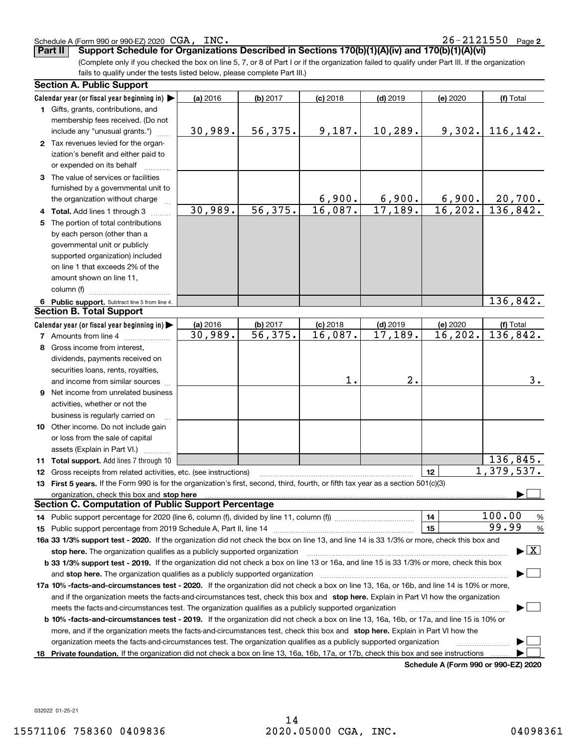Schedule A (Form 990 or 990-EZ) 2020 CGA, INC. 26-2121550 Page 2

**Part II** **Support Schedule for Organizations Described in Sections 170(b)(1)(A)(iv) and 170(b)(1)(A)(vi)**

(Complete only if you checked the box on line 5, 7, or 8 of Part I or if the organization failed to qualify under Part III. If the organization fails to qualify under the tests listed below, please complete Part III.)

**Section A. Public Support**

| Calendar year (or fiscal year beginning in) ▶ | (a) 2016 | (b) 2017 | (c) 2018 | (d) 2019 | (e) 2020 | (f) Total |
|---|---|---|---|---|---|---|
| **1** Gifts, grants, contributions, and membership fees received. (Do not include any "unusual grants.") | 30,989. | 56,375. | 9,187. | 10,289. | 9,302. | 116,142. |
| **2** Tax revenues levied for the organization's benefit and either paid to or expended on its behalf | | | | | | |
| **3** The value of services or facilities furnished by a governmental unit to the organization without charge | | | 6,900. | 6,900. | 6,900. | 20,700. |
| **4 Total.** Add lines 1 through 3 | 30,989. | 56,375. | 16,087. | 17,189. | 16,202. | 136,842. |
| **5** The portion of total contributions by each person (other than a governmental unit or publicly supported organization) included on line 1 that exceeds 2% of the amount shown on line 11, column (f) | | | | | | |
| **6 Public support.** Subtract line 5 from line 4. | | | | | | 136,842. |

**Section B. Total Support**

| Calendar year (or fiscal year beginning in) ▶ | (a) 2016 | (b) 2017 | (c) 2018 | (d) 2019 | (e) 2020 | (f) Total |
|---|---|---|---|---|---|---|
| **7** Amounts from line 4 | 30,989. | 56,375. | 16,087. | 17,189. | 16,202. | 136,842. |
| **8** Gross income from interest, dividends, payments received on securities loans, rents, royalties, and income from similar sources | | | 1. | 2. | | 3. |
| **9** Net income from unrelated business activities, whether or not the business is regularly carried on | | | | | | |
| **10** Other income. Do not include gain or loss from the sale of capital assets (Explain in Part VI.) | | | | | | |
| **11 Total support.** Add lines 7 through 10 | | | | | | 136,845. |

**12** Gross receipts from related activities, etc. (see instructions) | **12** | 1,379,537.

**13 First 5 years.** If the Form 990 is for the organization's first, second, third, fourth, or fifth tax year as a section 501(c)(3) organization, check this box and **stop here** ▶ ☐

**Section C. Computation of Public Support Percentage**

**14** Public support percentage for 2020 (line 6, column (f), divided by line 11, column (f)) | **14** | 100.00 %

**15** Public support percentage from 2019 Schedule A, Part II, line 14 | **15** | 99.99 %

**16a 33 1/3% support test - 2020.** If the organization did not check the box on line 13, and line 14 is 33 1/3% or more, check this box and **stop here.** The organization qualifies as a publicly supported organization ▶ ☒

**b 33 1/3% support test - 2019.** If the organization did not check a box on line 13 or 16a, and line 15 is 33 1/3% or more, check this box and **stop here.** The organization qualifies as a publicly supported organization ▶ ☐

**17a 10% -facts-and-circumstances test - 2020.** If the organization did not check a box on line 13, 16a, or 16b, and line 14 is 10% or more, and if the organization meets the facts-and-circumstances test, check this box and **stop here.** Explain in Part VI how the organization meets the facts-and-circumstances test. The organization qualifies as a publicly supported organization ▶ ☐

**b 10% -facts-and-circumstances test - 2019.** If the organization did not check a box on line 13, 16a, 16b, or 17a, and line 15 is 10% or more, and if the organization meets the facts-and-circumstances test, check this box and **stop here.** Explain in Part VI how the organization meets the facts-and-circumstances test. The organization qualifies as a publicly supported organization ▶ ☐

**18 Private foundation.** If the organization did not check a box on line 13, 16a, 16b, 17a, or 17b, check this box and see instructions ▶ ☐

**Schedule A (Form 990 or 990-EZ) 2020**

032022 01-25-21

15571106 758360 0409836 2020.05000 CGA, INC. 04098361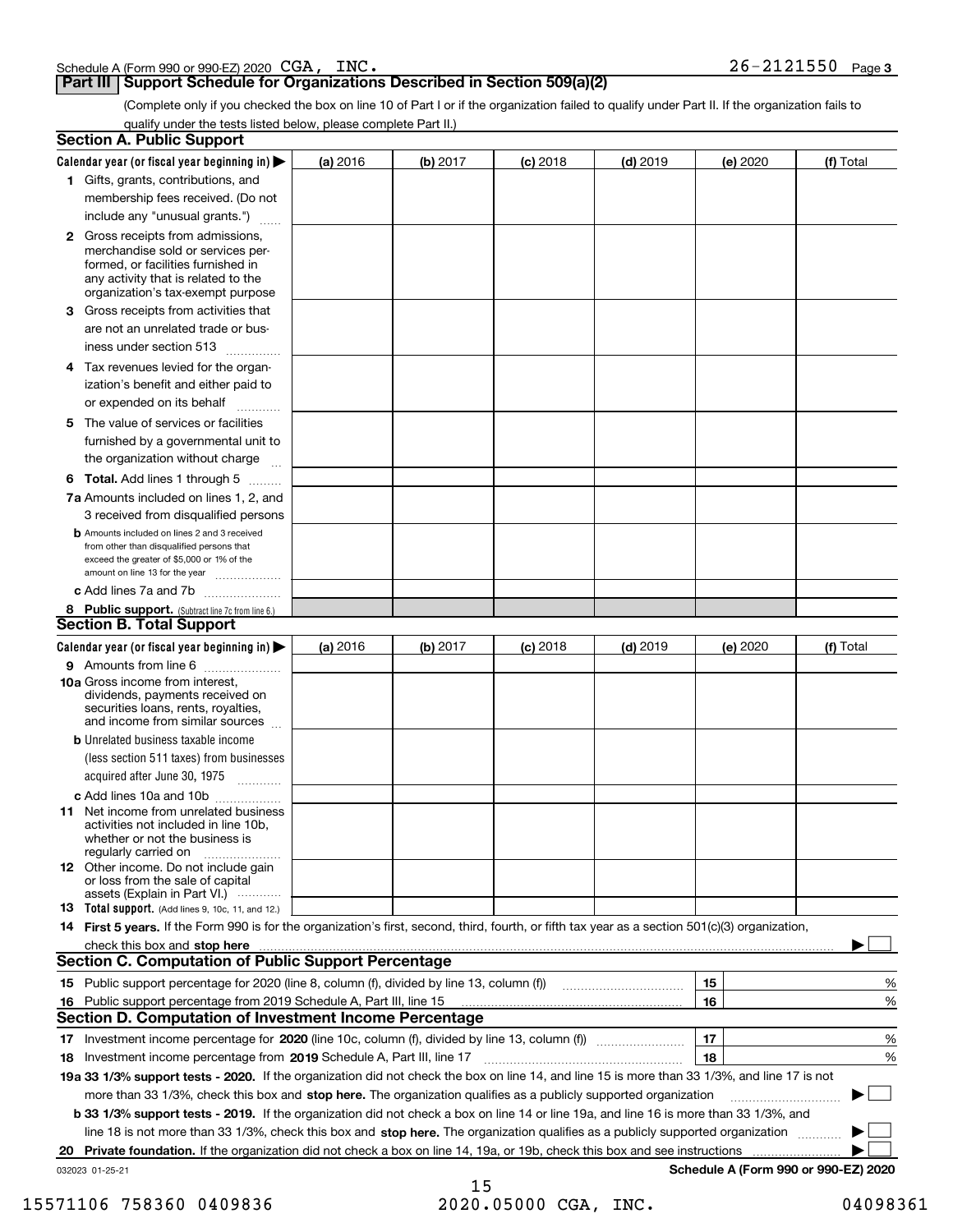Schedule A (Form 990 or 990-EZ) 2020 CGA, INC. 26-2121550 Page **3**

## Part III Support Schedule for Organizations Described in Section 509(a)(2)

(Complete only if you checked the box on line 10 of Part I or if the organization failed to qualify under Part II. If the organization fails to qualify under the tests listed below, please complete Part II.)

### Section A. Public Support

| Calendar year (or fiscal year beginning in) ▶ | (a) 2016 | (b) 2017 | (c) 2018 | (d) 2019 | (e) 2020 | (f) Total |
|---|---|---|---|---|---|---|
| **1** Gifts, grants, contributions, and membership fees received. (Do not include any "unusual grants.") | | | | | | |
| **2** Gross receipts from admissions, merchandise sold or services performed, or facilities furnished in any activity that is related to the organization's tax-exempt purpose | | | | | | |
| **3** Gross receipts from activities that are not an unrelated trade or business under section 513 | | | | | | |
| **4** Tax revenues levied for the organization's benefit and either paid to or expended on its behalf | | | | | | |
| **5** The value of services or facilities furnished by a governmental unit to the organization without charge | | | | | | |
| **6 Total.** Add lines 1 through 5 | | | | | | |
| **7a** Amounts included on lines 1, 2, and 3 received from disqualified persons | | | | | | |
| **b** Amounts included on lines 2 and 3 received from other than disqualified persons that exceed the greater of $5,000 or 1% of the amount on line 13 for the year | | | | | | |
| **c** Add lines 7a and 7b | | | | | | |
| **8 Public support.** (Subtract line 7c from line 6.) | | | | | | |

### Section B. Total Support

| Calendar year (or fiscal year beginning in) ▶ | (a) 2016 | (b) 2017 | (c) 2018 | (d) 2019 | (e) 2020 | (f) Total |
|---|---|---|---|---|---|---|
| **9** Amounts from line 6 | | | | | | |
| **10a** Gross income from interest, dividends, payments received on securities loans, rents, royalties, and income from similar sources | | | | | | |
| **b** Unrelated business taxable income (less section 511 taxes) from businesses acquired after June 30, 1975 | | | | | | |
| **c** Add lines 10a and 10b | | | | | | |
| **11** Net income from unrelated business activities not included in line 10b, whether or not the business is regularly carried on | | | | | | |
| **12** Other income. Do not include gain or loss from the sale of capital assets (Explain in Part VI.) | | | | | | |
| **13 Total support.** (Add lines 9, 10c, 11, and 12.) | | | | | | |

**14 First 5 years.** If the Form 990 is for the organization's first, second, third, fourth, or fifth tax year as a section 501(c)(3) organization, check this box and **stop here** ▶ ☐

### Section C. Computation of Public Support Percentage

| | | | |
|---|---|---|---|
| **15** Public support percentage for 2020 (line 8, column (f), divided by line 13, column (f)) | 15 | | % |
| **16** Public support percentage from 2019 Schedule A, Part III, line 15 | 16 | | % |

### Section D. Computation of Investment Income Percentage

| | | | |
|---|---|---|---|
| **17** Investment income percentage for **2020** (line 10c, column (f), divided by line 13, column (f)) | 17 | | % |
| **18** Investment income percentage from **2019** Schedule A, Part III, line 17 | 18 | | % |

**19a 33 1/3% support tests - 2020.** If the organization did not check the box on line 14, and line 15 is more than 33 1/3%, and line 17 is not more than 33 1/3%, check this box and **stop here.** The organization qualifies as a publicly supported organization ▶ ☐

**b 33 1/3% support tests - 2019.** If the organization did not check a box on line 14 or line 19a, and line 16 is more than 33 1/3%, and line 18 is not more than 33 1/3%, check this box and **stop here.** The organization qualifies as a publicly supported organization ▶ ☐

**20 Private foundation.** If the organization did not check a box on line 14, 19a, or 19b, check this box and see instructions ▶ ☐

032023 01-25-21 **Schedule A (Form 990 or 990-EZ) 2020**

15571106 758360 0409836 2020.05000 CGA, INC. 04098361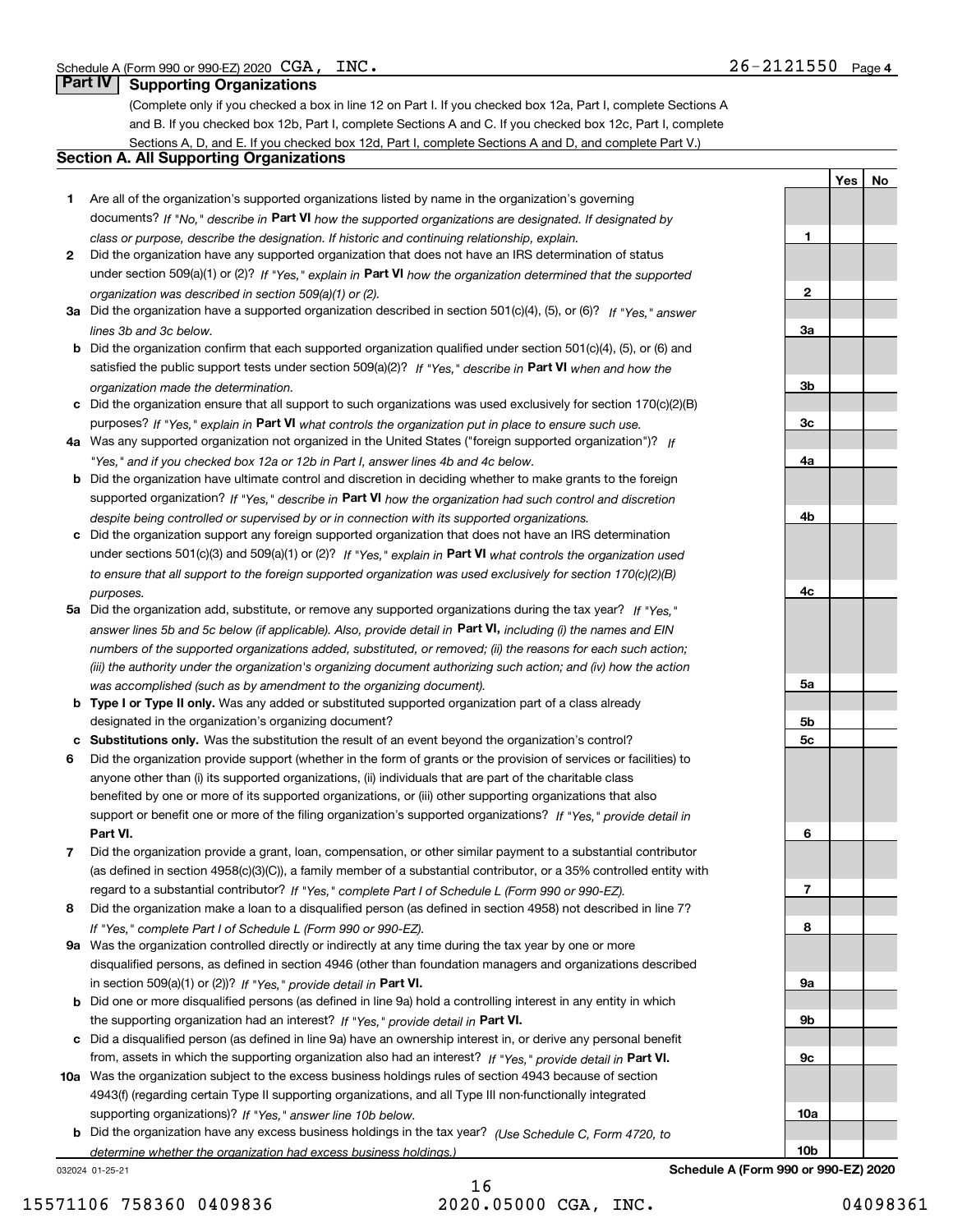Schedule A (Form 990 or 990-EZ) 2020 CGA, INC. 26-2121550 Page 4

## Part IV Supporting Organizations

(Complete only if you checked a box in line 12 on Part I. If you checked box 12a, Part I, complete Sections A and B. If you checked box 12b, Part I, complete Sections A and C. If you checked box 12c, Part I, complete Sections A, D, and E. If you checked box 12d, Part I, complete Sections A and D, and complete Part V.)

### Section A. All Supporting Organizations

| | | | Yes | No |
|---|---|---|---|---|
| **1** | Are all of the organization's supported organizations listed by name in the organization's governing documents? *If "No," describe in* **Part VI** *how the supported organizations are designated. If designated by class or purpose, describe the designation. If historic and continuing relationship, explain.* | 1 | | |
| **2** | Did the organization have any supported organization that does not have an IRS determination of status under section 509(a)(1) or (2)? *If "Yes," explain in* **Part VI** *how the organization determined that the supported organization was described in section 509(a)(1) or (2).* | 2 | | |
| **3a** | Did the organization have a supported organization described in section 501(c)(4), (5), or (6)? *If "Yes," answer lines 3b and 3c below.* | 3a | | |
| **b** | Did the organization confirm that each supported organization qualified under section 501(c)(4), (5), or (6) and satisfied the public support tests under section 509(a)(2)? *If "Yes," describe in* **Part VI** *when and how the organization made the determination.* | 3b | | |
| **c** | Did the organization ensure that all support to such organizations was used exclusively for section 170(c)(2)(B) purposes? *If "Yes," explain in* **Part VI** *what controls the organization put in place to ensure such use.* | 3c | | |
| **4a** | Was any supported organization not organized in the United States ("foreign supported organization")? *If "Yes," and if you checked box 12a or 12b in Part I, answer lines 4b and 4c below.* | 4a | | |
| **b** | Did the organization have ultimate control and discretion in deciding whether to make grants to the foreign supported organization? *If "Yes," describe in* **Part VI** *how the organization had such control and discretion despite being controlled or supervised by or in connection with its supported organizations.* | 4b | | |
| **c** | Did the organization support any foreign supported organization that does not have an IRS determination under sections 501(c)(3) and 509(a)(1) or (2)? *If "Yes," explain in* **Part VI** *what controls the organization used to ensure that all support to the foreign supported organization was used exclusively for section 170(c)(2)(B) purposes.* | 4c | | |
| **5a** | Did the organization add, substitute, or remove any supported organizations during the tax year? *If "Yes," answer lines 5b and 5c below (if applicable). Also, provide detail in* **Part VI,** *including (i) the names and EIN numbers of the supported organizations added, substituted, or removed; (ii) the reasons for each such action; (iii) the authority under the organization's organizing document authorizing such action; and (iv) how the action was accomplished (such as by amendment to the organizing document).* | 5a | | |
| **b** | **Type I or Type II only.** Was any added or substituted supported organization part of a class already designated in the organization's organizing document? | 5b | | |
| **c** | **Substitutions only.** Was the substitution the result of an event beyond the organization's control? | 5c | | |
| **6** | Did the organization provide support (whether in the form of grants or the provision of services or facilities) to anyone other than (i) its supported organizations, (ii) individuals that are part of the charitable class benefited by one or more of its supported organizations, or (iii) other supporting organizations that also support or benefit one or more of the filing organization's supported organizations? *If "Yes," provide detail in* **Part VI.** | 6 | | |
| **7** | Did the organization provide a grant, loan, compensation, or other similar payment to a substantial contributor (as defined in section 4958(c)(3)(C)), a family member of a substantial contributor, or a 35% controlled entity with regard to a substantial contributor? *If "Yes," complete Part I of Schedule L (Form 990 or 990-EZ).* | 7 | | |
| **8** | Did the organization make a loan to a disqualified person (as defined in section 4958) not described in line 7? *If "Yes," complete Part I of Schedule L (Form 990 or 990-EZ).* | 8 | | |
| **9a** | Was the organization controlled directly or indirectly at any time during the tax year by one or more disqualified persons, as defined in section 4946 (other than foundation managers and organizations described in section 509(a)(1) or (2))? *If "Yes," provide detail in* **Part VI.** | 9a | | |
| **b** | Did one or more disqualified persons (as defined in line 9a) hold a controlling interest in any entity in which the supporting organization had an interest? *If "Yes," provide detail in* **Part VI.** | 9b | | |
| **c** | Did a disqualified person (as defined in line 9a) have an ownership interest in, or derive any personal benefit from, assets in which the supporting organization also had an interest? *If "Yes," provide detail in* **Part VI.** | 9c | | |
| **10a** | Was the organization subject to the excess business holdings rules of section 4943 because of section 4943(f) (regarding certain Type II supporting organizations, and all Type III non-functionally integrated supporting organizations)? *If "Yes," answer line 10b below.* | 10a | | |
| **b** | Did the organization have any excess business holdings in the tax year? *(Use Schedule C, Form 4720, to determine whether the organization had excess business holdings.)* | 10b | | |

032024 01-25-21

**Schedule A (Form 990 or 990-EZ) 2020**

15571106 758360 0409836 2020.05000 CGA, INC. 04098361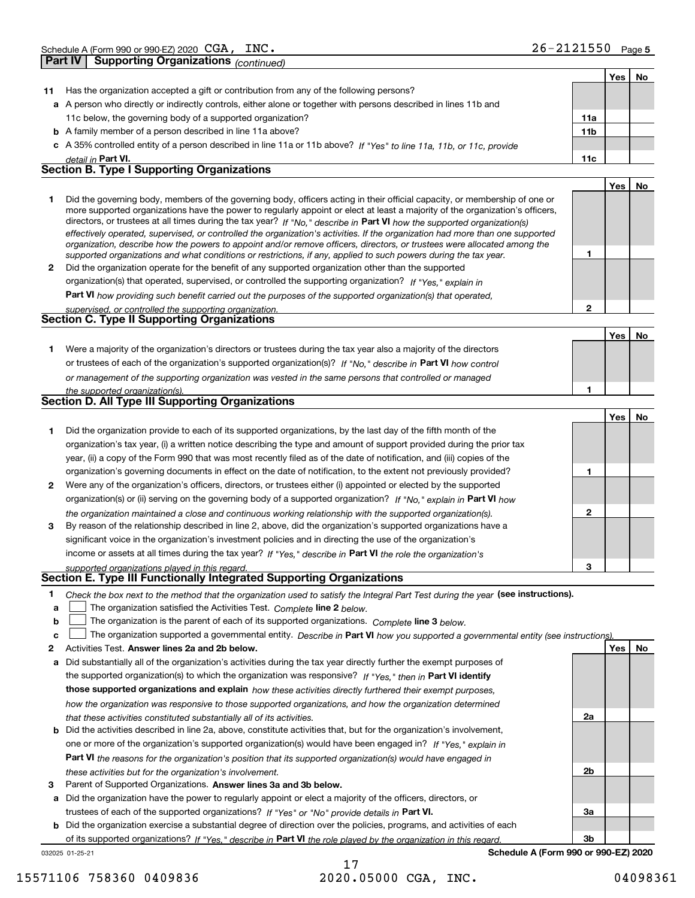Schedule A (Form 990 or 990-EZ) 2020 CGA, INC. 26-2121550 Page 5

**Part IV | Supporting Organizations** *(continued)*

| | | | Yes | No |
|---|---|---|---|---|
| **11** | Has the organization accepted a gift or contribution from any of the following persons? | | | |
| **a** | A person who directly or indirectly controls, either alone or together with persons described in lines 11b and 11c below, the governing body of a supported organization? | **11a** | | |
| **b** | A family member of a person described in line 11a above? | **11b** | | |
| **c** | A 35% controlled entity of a person described in line 11a or 11b above? *If "Yes" to line 11a, 11b, or 11c, provide detail in* **Part VI.** | **11c** | | |

## Section B. Type I Supporting Organizations

| | | | Yes | No |
|---|---|---|---|---|
| **1** | Did the governing body, members of the governing body, officers acting in their official capacity, or membership of one or more supported organizations have the power to regularly appoint or elect at least a majority of the organization's officers, directors, or trustees at all times during the tax year? *If "No," describe in* **Part VI** *how the supported organization(s) effectively operated, supervised, or controlled the organization's activities. If the organization had more than one supported organization, describe how the powers to appoint and/or remove officers, directors, or trustees were allocated among the supported organizations and what conditions or restrictions, if any, applied to such powers during the tax year.* | **1** | | |
| **2** | Did the organization operate for the benefit of any supported organization other than the supported organization(s) that operated, supervised, or controlled the supporting organization? *If "Yes," explain in* **Part VI** *how providing such benefit carried out the purposes of the supported organization(s) that operated, supervised, or controlled the supporting organization.* | **2** | | |

## Section C. Type II Supporting Organizations

| | | | Yes | No |
|---|---|---|---|---|
| **1** | Were a majority of the organization's directors or trustees during the tax year also a majority of the directors or trustees of each of the organization's supported organization(s)? *If "No," describe in* **Part VI** *how control or management of the supporting organization was vested in the same persons that controlled or managed the supported organization(s).* | **1** | | |

## Section D. All Type III Supporting Organizations

| | | | Yes | No |
|---|---|---|---|---|
| **1** | Did the organization provide to each of its supported organizations, by the last day of the fifth month of the organization's tax year, (i) a written notice describing the type and amount of support provided during the prior tax year, (ii) a copy of the Form 990 that was most recently filed as of the date of notification, and (iii) copies of the organization's governing documents in effect on the date of notification, to the extent not previously provided? | **1** | | |
| **2** | Were any of the organization's officers, directors, or trustees either (i) appointed or elected by the supported organization(s) or (ii) serving on the governing body of a supported organization? *If "No," explain in* **Part VI** *how the organization maintained a close and continuous working relationship with the supported organization(s).* | **2** | | |
| **3** | By reason of the relationship described in line 2, above, did the organization's supported organizations have a significant voice in the organization's investment policies and in directing the use of the organization's income or assets at all times during the tax year? *If "Yes," describe in* **Part VI** *the role the organization's supported organizations played in this regard.* | **3** | | |

## Section E. Type III Functionally Integrated Supporting Organizations

**1** *Check the box next to the method that the organization used to satisfy the Integral Part Test during the year* **(see instructions).**

- **a** ☐ The organization satisfied the Activities Test. *Complete* **line 2** *below.*
- **b** ☐ The organization is the parent of each of its supported organizations. *Complete* **line 3** *below.*
- **c** ☐ The organization supported a governmental entity. *Describe in* **Part VI** *how you supported a governmental entity (see instructions).*

| | | | Yes | No |
|---|---|---|---|---|
| **2** | Activities Test. **Answer lines 2a and 2b below.** | | | |
| **a** | Did substantially all of the organization's activities during the tax year directly further the exempt purposes of the supported organization(s) to which the organization was responsive? *If "Yes," then in* **Part VI identify those supported organizations and explain** *how these activities directly furthered their exempt purposes, how the organization was responsive to those supported organizations, and how the organization determined that these activities constituted substantially all of its activities.* | **2a** | | |
| **b** | Did the activities described in line 2a, above, constitute activities that, but for the organization's involvement, one or more of the organization's supported organization(s) would have been engaged in? *If "Yes," explain in* **Part VI** *the reasons for the organization's position that its supported organization(s) would have engaged in these activities but for the organization's involvement.* | **2b** | | |
| **3** | Parent of Supported Organizations. **Answer lines 3a and 3b below.** | | | |
| **a** | Did the organization have the power to regularly appoint or elect a majority of the officers, directors, or trustees of each of the supported organizations? *If "Yes" or "No" provide details in* **Part VI.** | **3a** | | |
| **b** | Did the organization exercise a substantial degree of direction over the policies, programs, and activities of each of its supported organizations? *If "Yes," describe in* **Part VI** *the role played by the organization in this regard.* | **3b** | | |

032025 01-25-21 **Schedule A (Form 990 or 990-EZ) 2020**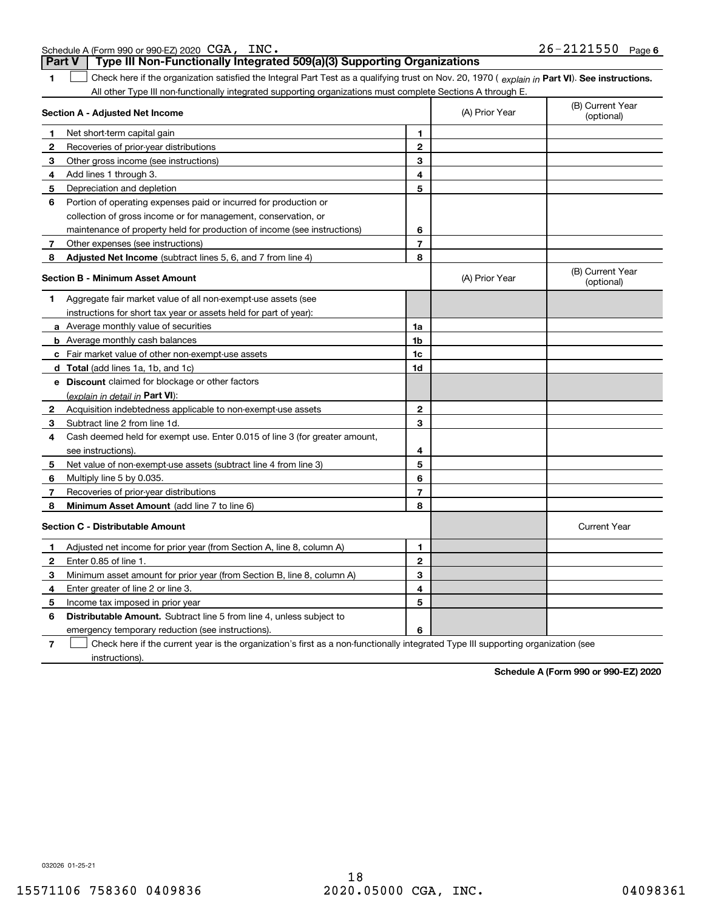Schedule A (Form 990 or 990-EZ) 2020 CGA, INC. 26-2121550 Page 6

## Part V Type III Non-Functionally Integrated 509(a)(3) Supporting Organizations

1 ☐ Check here if the organization satisfied the Integral Part Test as a qualifying trust on Nov. 20, 1970 ( *explain in* **Part VI**). **See instructions.** All other Type III non-functionally integrated supporting organizations must complete Sections A through E.

| **Section A - Adjusted Net Income** | | | (A) Prior Year | (B) Current Year (optional) |
|---|---|---|---|---|
| 1 | Net short-term capital gain | 1 | | |
| 2 | Recoveries of prior-year distributions | 2 | | |
| 3 | Other gross income (see instructions) | 3 | | |
| 4 | Add lines 1 through 3. | 4 | | |
| 5 | Depreciation and depletion | 5 | | |
| 6 | Portion of operating expenses paid or incurred for production or collection of gross income or for management, conservation, or maintenance of property held for production of income (see instructions) | 6 | | |
| 7 | Other expenses (see instructions) | 7 | | |
| 8 | **Adjusted Net Income** (subtract lines 5, 6, and 7 from line 4) | 8 | | |

| **Section B - Minimum Asset Amount** | | | (A) Prior Year | (B) Current Year (optional) |
|---|---|---|---|---|
| 1 | Aggregate fair market value of all non-exempt-use assets (see instructions for short tax year or assets held for part of year): | | | |
| a | Average monthly value of securities | 1a | | |
| b | Average monthly cash balances | 1b | | |
| c | Fair market value of other non-exempt-use assets | 1c | | |
| d | **Total** (add lines 1a, 1b, and 1c) | 1d | | |
| e | **Discount** claimed for blockage or other factors (*explain in detail in* **Part VI**): | | | |
| 2 | Acquisition indebtedness applicable to non-exempt-use assets | 2 | | |
| 3 | Subtract line 2 from line 1d. | 3 | | |
| 4 | Cash deemed held for exempt use. Enter 0.015 of line 3 (for greater amount, see instructions). | 4 | | |
| 5 | Net value of non-exempt-use assets (subtract line 4 from line 3) | 5 | | |
| 6 | Multiply line 5 by 0.035. | 6 | | |
| 7 | Recoveries of prior-year distributions | 7 | | |
| 8 | **Minimum Asset Amount** (add line 7 to line 6) | 8 | | |

| **Section C - Distributable Amount** | | | | Current Year |
|---|---|---|---|---|
| 1 | Adjusted net income for prior year (from Section A, line 8, column A) | 1 | | |
| 2 | Enter 0.85 of line 1. | 2 | | |
| 3 | Minimum asset amount for prior year (from Section B, line 8, column A) | 3 | | |
| 4 | Enter greater of line 2 or line 3. | 4 | | |
| 5 | Income tax imposed in prior year | 5 | | |
| 6 | **Distributable Amount.** Subtract line 5 from line 4, unless subject to emergency temporary reduction (see instructions). | 6 | | |

7 ☐ Check here if the current year is the organization's first as a non-functionally integrated Type III supporting organization (see instructions).

**Schedule A (Form 990 or 990-EZ) 2020**

032026 01-25-21

15571106 758360 0409836 2020.05000 CGA, INC. 04098361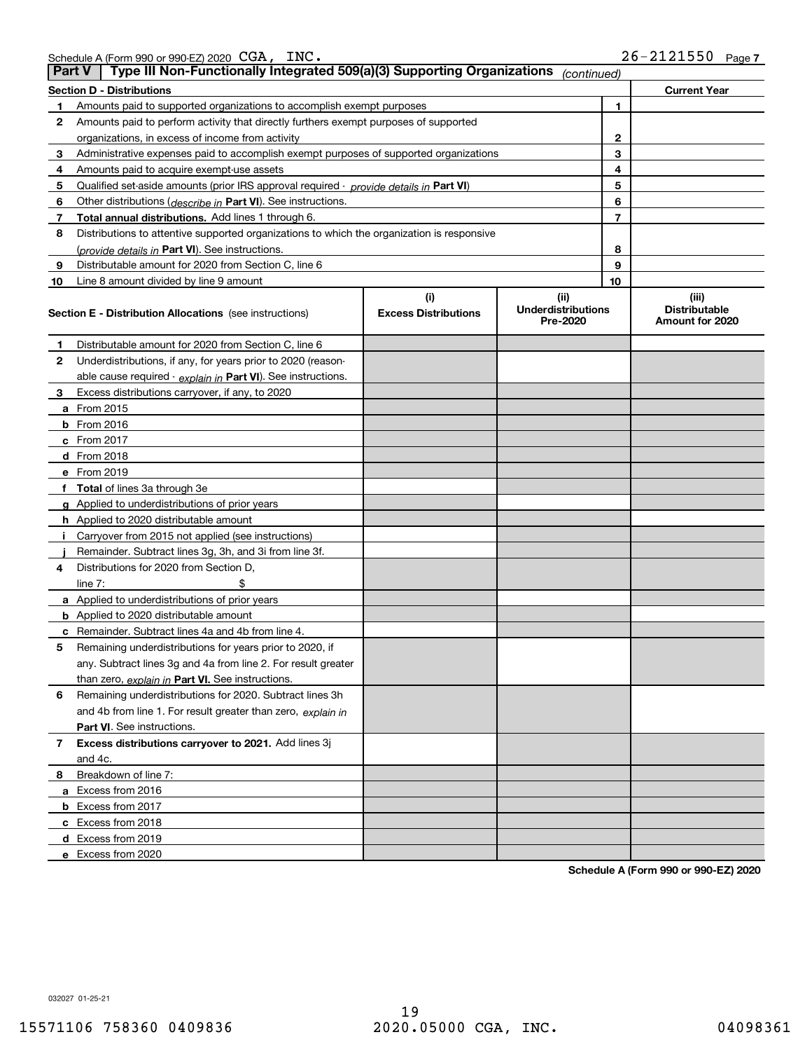Schedule A (Form 990 or 990-EZ) 2020 CGA, INC. 26-2121550 Page 7

## Part V Type III Non-Functionally Integrated 509(a)(3) Supporting Organizations *(continued)*

| Section D - Distributions | | | Current Year |
|---|---|---|---|
| 1 | Amounts paid to supported organizations to accomplish exempt purposes | 1 | |
| 2 | Amounts paid to perform activity that directly furthers exempt purposes of supported organizations, in excess of income from activity | 2 | |
| 3 | Administrative expenses paid to accomplish exempt purposes of supported organizations | 3 | |
| 4 | Amounts paid to acquire exempt-use assets | 4 | |
| 5 | Qualified set-aside amounts (prior IRS approval required - *provide details in* **Part VI**) | 5 | |
| 6 | Other distributions (*describe in* **Part VI**). See instructions. | 6 | |
| 7 | **Total annual distributions.** Add lines 1 through 6. | 7 | |
| 8 | Distributions to attentive supported organizations to which the organization is responsive (*provide details in* **Part VI**). See instructions. | 8 | |
| 9 | Distributable amount for 2020 from Section C, line 6 | 9 | |
| 10 | Line 8 amount divided by line 9 amount | 10 | |

| Section E - Distribution Allocations (see instructions) | (i) Excess Distributions | (ii) Underdistributions Pre-2020 | (iii) Distributable Amount for 2020 |
|---|---|---|---|
| **1** Distributable amount for 2020 from Section C, line 6 | | | |
| **2** Underdistributions, if any, for years prior to 2020 (reasonable cause required - *explain in* **Part VI**). See instructions. | | | |
| **3** Excess distributions carryover, if any, to 2020 | | | |
| **a** From 2015 | | | |
| **b** From 2016 | | | |
| **c** From 2017 | | | |
| **d** From 2018 | | | |
| **e** From 2019 | | | |
| **f Total** of lines 3a through 3e | | | |
| **g** Applied to underdistributions of prior years | | | |
| **h** Applied to 2020 distributable amount | | | |
| **i** Carryover from 2015 not applied (see instructions) | | | |
| **j** Remainder. Subtract lines 3g, 3h, and 3i from line 3f. | | | |
| **4** Distributions for 2020 from Section D, line 7: $ | | | |
| **a** Applied to underdistributions of prior years | | | |
| **b** Applied to 2020 distributable amount | | | |
| **c** Remainder. Subtract lines 4a and 4b from line 4. | | | |
| **5** Remaining underdistributions for years prior to 2020, if any. Subtract lines 3g and 4a from line 2. For result greater than zero, *explain in* **Part VI.** See instructions. | | | |
| **6** Remaining underdistributions for 2020. Subtract lines 3h and 4b from line 1. For result greater than zero, *explain in* **Part VI**. See instructions. | | | |
| **7 Excess distributions carryover to 2021.** Add lines 3j and 4c. | | | |
| **8** Breakdown of line 7: | | | |
| **a** Excess from 2016 | | | |
| **b** Excess from 2017 | | | |
| **c** Excess from 2018 | | | |
| **d** Excess from 2019 | | | |
| **e** Excess from 2020 | | | |

**Schedule A (Form 990 or 990-EZ) 2020**

032027 01-25-21

15571106 758360 0409836 2020.05000 CGA, INC. 04098361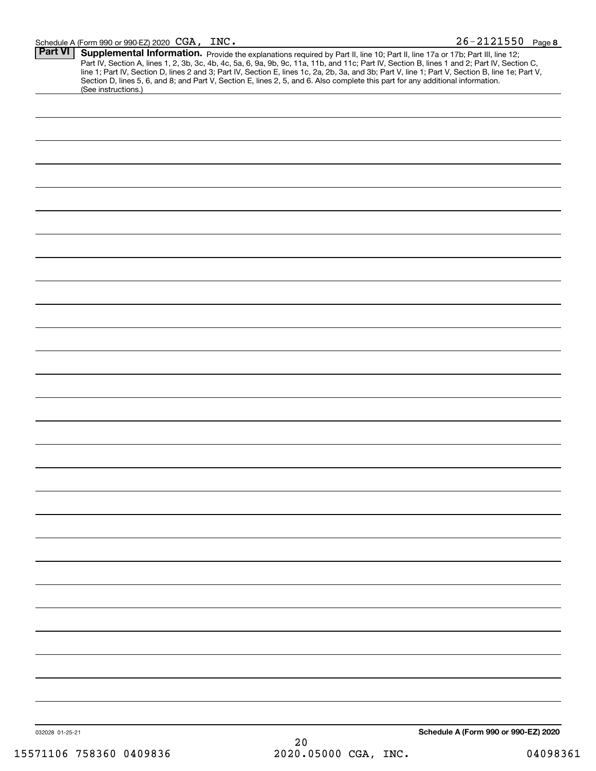Schedule A (Form 990 or 990-EZ) 2020 CGA, INC. 26-2121550 Page **8**

## Part VI Supplemental Information.

Provide the explanations required by Part II, line 10; Part II, line 17a or 17b; Part III, line 12; Part IV, Section A, lines 1, 2, 3b, 3c, 4b, 4c, 5a, 6, 9a, 9b, 9c, 11a, 11b, and 11c; Part IV, Section B, lines 1 and 2; Part IV, Section C, line 1; Part IV, Section D, lines 2 and 3; Part IV, Section E, lines 1c, 2a, 2b, 3a, and 3b; Part V, line 1; Part V, Section B, line 1e; Part V, Section D, lines 5, 6, and 8; and Part V, Section E, lines 2, 5, and 6. Also complete this part for any additional information. (See instructions.)

032028 01-25-21 **Schedule A (Form 990 or 990-EZ) 2020**

15571106 758360 0409836 2020.05000 CGA, INC. 04098361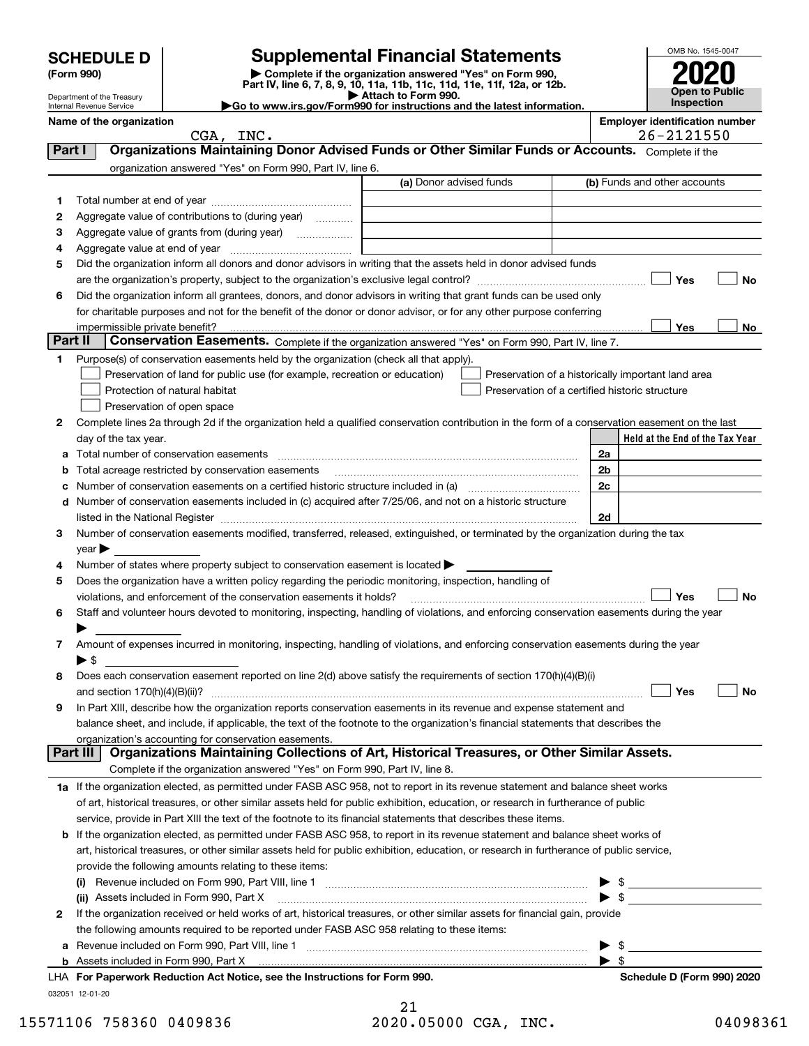# SCHEDULE D (Form 990)

Department of the Treasury
Internal Revenue Service

## Supplemental Financial Statements

▶ Complete if the organization answered "Yes" on Form 990, Part IV, line 6, 7, 8, 9, 10, 11a, 11b, 11c, 11d, 11e, 11f, 12a, or 12b.
▶ Attach to Form 990.
▶Go to www.irs.gov/Form990 for instructions and the latest information.

OMB No. 1545-0047
**2020**
**Open to Public Inspection**

**Name of the organization**
CGA, INC.

**Employer identification number**
26-2121550

**Part I — Organizations Maintaining Donor Advised Funds or Other Similar Funds or Accounts.** Complete if the organization answered "Yes" on Form 990, Part IV, line 6.

| | | (a) Donor advised funds | (b) Funds and other accounts |
|---|---|---|---|
| 1 | Total number at end of year | | |
| 2 | Aggregate value of contributions to (during year) | | |
| 3 | Aggregate value of grants from (during year) | | |
| 4 | Aggregate value at end of year | | |

5 Did the organization inform all donors and donor advisors in writing that the assets held in donor advised funds are the organization's property, subject to the organization's exclusive legal control? ☐ Yes ☐ No

6 Did the organization inform all grantees, donors, and donor advisors in writing that grant funds can be used only for charitable purposes and not for the benefit of the donor or donor advisor, or for any other purpose conferring impermissible private benefit? ☐ Yes ☐ No

**Part II — Conservation Easements.** Complete if the organization answered "Yes" on Form 990, Part IV, line 7.

1 Purpose(s) of conservation easements held by the organization (check all that apply).

- ☐ Preservation of land for public use (for example, recreation or education)
- ☐ Preservation of a historically important land area
- ☐ Protection of natural habitat
- ☐ Preservation of a certified historic structure
- ☐ Preservation of open space

2 Complete lines 2a through 2d if the organization held a qualified conservation contribution in the form of a conservation easement on the last day of the tax year.

| | | | Held at the End of the Tax Year |
|---|---|---|---|
| a | Total number of conservation easements | 2a | |
| b | Total acreage restricted by conservation easements | 2b | |
| c | Number of conservation easements on a certified historic structure included in (a) | 2c | |
| d | Number of conservation easements included in (c) acquired after 7/25/06, and not on a historic structure listed in the National Register | 2d | |

3 Number of conservation easements modified, transferred, released, extinguished, or terminated by the organization during the tax year ▶

4 Number of states where property subject to conservation easement is located ▶

5 Does the organization have a written policy regarding the periodic monitoring, inspection, handling of violations, and enforcement of the conservation easements it holds? ☐ Yes ☐ No

6 Staff and volunteer hours devoted to monitoring, inspecting, handling of violations, and enforcing conservation easements during the year ▶

7 Amount of expenses incurred in monitoring, inspecting, handling of violations, and enforcing conservation easements during the year ▶ $

8 Does each conservation easement reported on line 2(d) above satisfy the requirements of section 170(h)(4)(B)(i) and section 170(h)(4)(B)(ii)? ☐ Yes ☐ No

9 In Part XIII, describe how the organization reports conservation easements in its revenue and expense statement and balance sheet, and include, if applicable, the text of the footnote to the organization's financial statements that describes the organization's accounting for conservation easements.

**Part III — Organizations Maintaining Collections of Art, Historical Treasures, or Other Similar Assets.** Complete if the organization answered "Yes" on Form 990, Part IV, line 8.

1a If the organization elected, as permitted under FASB ASC 958, not to report in its revenue statement and balance sheet works of art, historical treasures, or other similar assets held for public exhibition, education, or research in furtherance of public service, provide in Part XIII the text of the footnote to its financial statements that describes these items.

b If the organization elected, as permitted under FASB ASC 958, to report in its revenue statement and balance sheet works of art, historical treasures, or other similar assets held for public exhibition, education, or research in furtherance of public service, provide the following amounts relating to these items:

(i) Revenue included on Form 990, Part VIII, line 1 ▶ $

(ii) Assets included in Form 990, Part X ▶ $

2 If the organization received or held works of art, historical treasures, or other similar assets for financial gain, provide the following amounts required to be reported under FASB ASC 958 relating to these items:

a Revenue included on Form 990, Part VIII, line 1 ▶ $

b Assets included in Form 990, Part X ▶ $

LHA **For Paperwork Reduction Act Notice, see the Instructions for Form 990.** **Schedule D (Form 990) 2020**

032051 12-01-20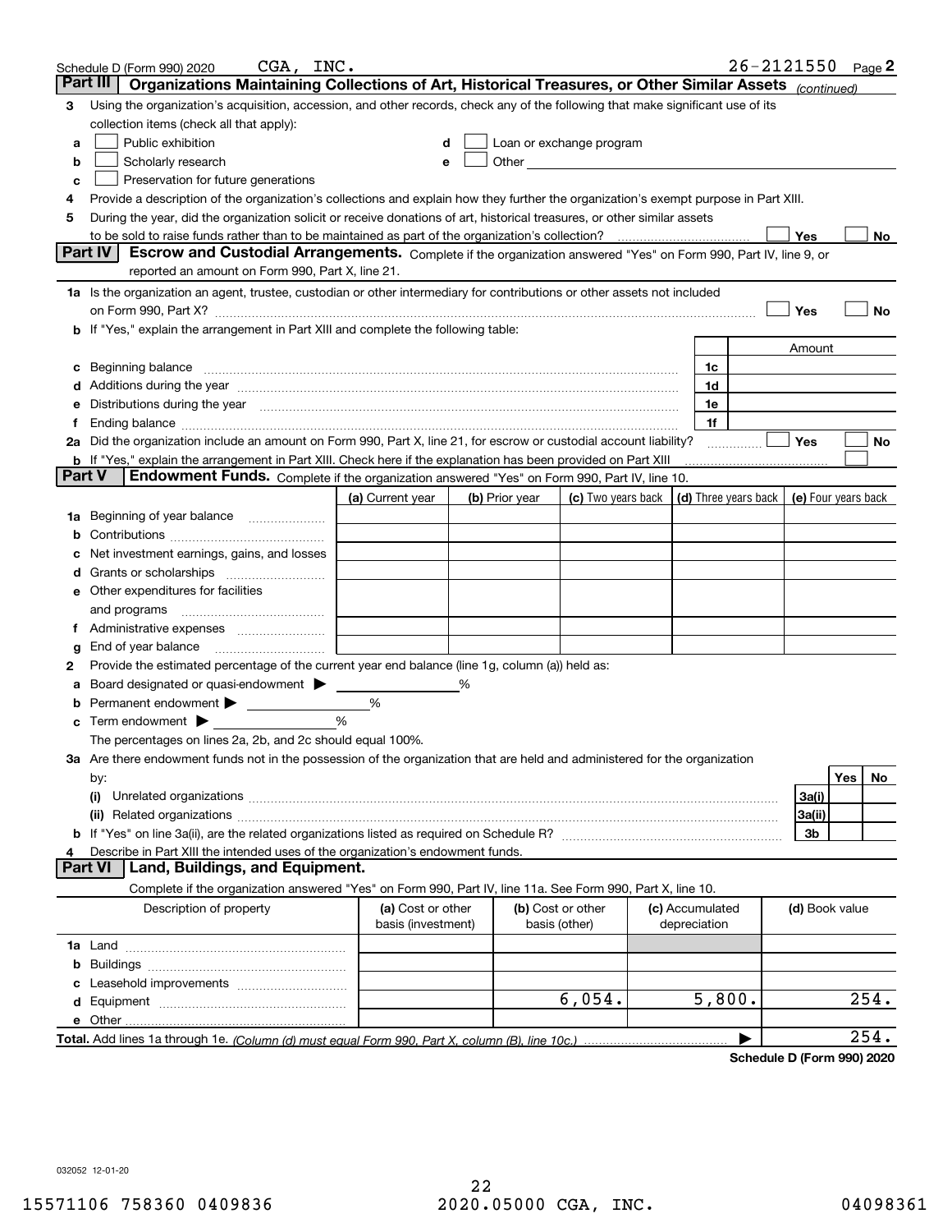Schedule D (Form 990) 2020 CGA, INC. 26-2121550 Page 2

## Part III Organizations Maintaining Collections of Art, Historical Treasures, or Other Similar Assets *(continued)*

**3** Using the organization's acquisition, accession, and other records, check any of the following that make significant use of its collection items (check all that apply):

- **a** ☐ Public exhibition
- **b** ☐ Scholarly research
- **c** ☐ Preservation for future generations
- **d** ☐ Loan or exchange program
- **e** ☐ Other

**4** Provide a description of the organization's collections and explain how they further the organization's exempt purpose in Part XIII.

**5** During the year, did the organization solicit or receive donations of art, historical treasures, or other similar assets to be sold to raise funds rather than to be maintained as part of the organization's collection? ☐ Yes ☐ No

## Part IV Escrow and Custodial Arrangements.

Complete if the organization answered "Yes" on Form 990, Part IV, line 9, or reported an amount on Form 990, Part X, line 21.

**1a** Is the organization an agent, trustee, custodian or other intermediary for contributions or other assets not included on Form 990, Part X? ☐ Yes ☐ No

**b** If "Yes," explain the arrangement in Part XIII and complete the following table:

| | | Amount |
|---|---|---|
| **c** Beginning balance | 1c | |
| **d** Additions during the year | 1d | |
| **e** Distributions during the year | 1e | |
| **f** Ending balance | 1f | |

**2a** Did the organization include an amount on Form 990, Part X, line 21, for escrow or custodial account liability? ☐ Yes ☐ No

**b** If "Yes," explain the arrangement in Part XIII. Check here if the explanation has been provided on Part XIII ☐

## Part V Endowment Funds.

Complete if the organization answered "Yes" on Form 990, Part IV, line 10.

| | (a) Current year | (b) Prior year | (c) Two years back | (d) Three years back | (e) Four years back |
|---|---|---|---|---|---|
| **1a** Beginning of year balance | | | | | |
| **b** Contributions | | | | | |
| **c** Net investment earnings, gains, and losses | | | | | |
| **d** Grants or scholarships | | | | | |
| **e** Other expenditures for facilities and programs | | | | | |
| **f** Administrative expenses | | | | | |
| **g** End of year balance | | | | | |

**2** Provide the estimated percentage of the current year end balance (line 1g, column (a)) held as:

- **a** Board designated or quasi-endowment ▶ ______ %
- **b** Permanent endowment ▶ ______ %
- **c** Term endowment ▶ ______ %

The percentages on lines 2a, 2b, and 2c should equal 100%.

**3a** Are there endowment funds not in the possession of the organization that are held and administered for the organization by:

| | | Yes | No |
|---|---|---|---|
| **(i)** Unrelated organizations | 3a(i) | | |
| **(ii)** Related organizations | 3a(ii) | | |
| **b** If "Yes" on line 3a(ii), are the related organizations listed as required on Schedule R? | 3b | | |

**4** Describe in Part XIII the intended uses of the organization's endowment funds.

## Part VI Land, Buildings, and Equipment.

Complete if the organization answered "Yes" on Form 990, Part IV, line 11a. See Form 990, Part X, line 10.

| Description of property | (a) Cost or other basis (investment) | (b) Cost or other basis (other) | (c) Accumulated depreciation | (d) Book value |
|---|---|---|---|---|
| **1a** Land | | | | |
| **b** Buildings | | | | |
| **c** Leasehold improvements | | | | |
| **d** Equipment | | 6,054. | 5,800. | 254. |
| **e** Other | | | | |

**Total.** Add lines 1a through 1e. *(Column (d) must equal Form 990, Part X, column (B), line 10c.)* ▶ 254.

**Schedule D (Form 990) 2020**

032052 12-01-20

15571106 758360 0409836 2020.05000 CGA, INC. 04098361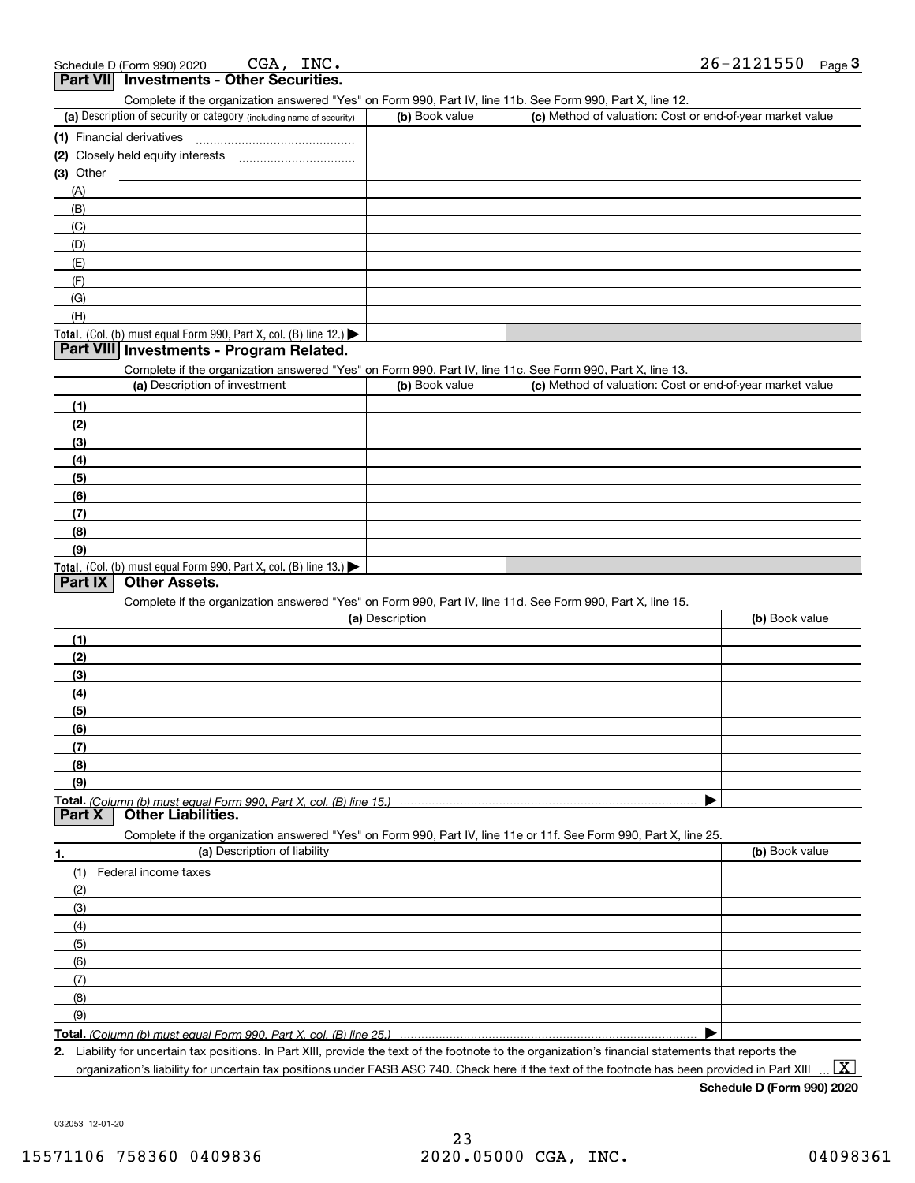Schedule D (Form 990) 2020 CGA, INC. 26-2121550 Page 3

## Part VII Investments - Other Securities.

Complete if the organization answered "Yes" on Form 990, Part IV, line 11b. See Form 990, Part X, line 12.

| (a) Description of security or category (including name of security) | (b) Book value | (c) Method of valuation: Cost or end-of-year market value |
|---|---|---|
| (1) Financial derivatives | | |
| (2) Closely held equity interests | | |
| (3) Other | | |
| (A) | | |
| (B) | | |
| (C) | | |
| (D) | | |
| (E) | | |
| (F) | | |
| (G) | | |
| (H) | | |
| **Total.** (Col. (b) must equal Form 990, Part X, col. (B) line 12.) ▶ | | |

## Part VIII Investments - Program Related.

Complete if the organization answered "Yes" on Form 990, Part IV, line 11c. See Form 990, Part X, line 13.

| (a) Description of investment | (b) Book value | (c) Method of valuation: Cost or end-of-year market value |
|---|---|---|
| (1) | | |
| (2) | | |
| (3) | | |
| (4) | | |
| (5) | | |
| (6) | | |
| (7) | | |
| (8) | | |
| (9) | | |
| **Total.** (Col. (b) must equal Form 990, Part X, col. (B) line 13.) ▶ | | |

## Part IX Other Assets.

Complete if the organization answered "Yes" on Form 990, Part IV, line 11d. See Form 990, Part X, line 15.

| (a) Description | (b) Book value |
|---|---|
| (1) | |
| (2) | |
| (3) | |
| (4) | |
| (5) | |
| (6) | |
| (7) | |
| (8) | |
| (9) | |
| **Total.** *(Column (b) must equal Form 990, Part X, col. (B) line 15.)* ▶ | |

## Part X Other Liabilities.

Complete if the organization answered "Yes" on Form 990, Part IV, line 11e or 11f. See Form 990, Part X, line 25.

| 1. (a) Description of liability | (b) Book value |
|---|---|
| (1) Federal income taxes | |
| (2) | |
| (3) | |
| (4) | |
| (5) | |
| (6) | |
| (7) | |
| (8) | |
| (9) | |
| **Total.** *(Column (b) must equal Form 990, Part X, col. (B) line 25.)* ▶ | |

**2.** Liability for uncertain tax positions. In Part XIII, provide the text of the footnote to the organization's financial statements that reports the organization's liability for uncertain tax positions under FASB ASC 740. Check here if the text of the footnote has been provided in Part XIII ... [X]

**Schedule D (Form 990) 2020**

032053 12-01-20

15571106 758360 0409836 2020.05000 CGA, INC. 04098361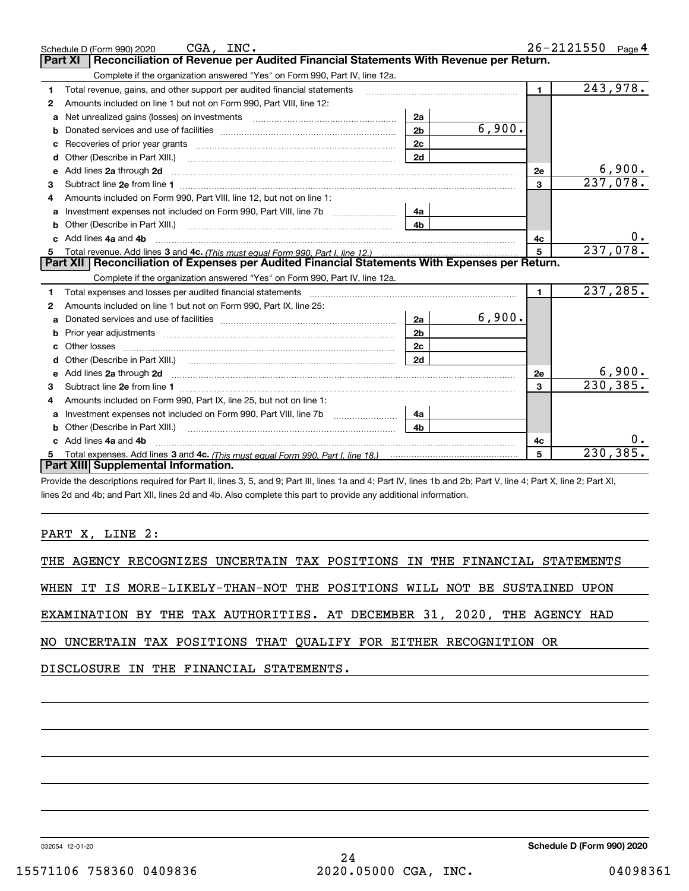Schedule D (Form 990) 2020 CGA, INC. 26-2121550 Page 4

## Part XI Reconciliation of Revenue per Audited Financial Statements With Revenue per Return.

Complete if the organization answered "Yes" on Form 990, Part IV, line 12a.

| | | | | | |
|---|---|---|---|---|---|
| 1 | Total revenue, gains, and other support per audited financial statements | | | 1 | 243,978. |
| 2 | Amounts included on line 1 but not on Form 990, Part VIII, line 12: | | | | |
| a | Net unrealized gains (losses) on investments | 2a | | | |
| b | Donated services and use of facilities | 2b | 6,900. | | |
| c | Recoveries of prior year grants | 2c | | | |
| d | Other (Describe in Part XIII.) | 2d | | | |
| e | Add lines 2a through 2d | | | 2e | 6,900. |
| 3 | Subtract line 2e from line 1 | | | 3 | 237,078. |
| 4 | Amounts included on Form 990, Part VIII, line 12, but not on line 1: | | | | |
| a | Investment expenses not included on Form 990, Part VIII, line 7b | 4a | | | |
| b | Other (Describe in Part XIII.) | 4b | | | |
| c | Add lines 4a and 4b | | | 4c | 0. |
| 5 | Total revenue. Add lines 3 and 4c. *(This must equal Form 990, Part I, line 12.)* | | | 5 | 237,078. |

## Part XII Reconciliation of Expenses per Audited Financial Statements With Expenses per Return.

Complete if the organization answered "Yes" on Form 990, Part IV, line 12a.

| | | | | | |
|---|---|---|---|---|---|
| 1 | Total expenses and losses per audited financial statements | | | 1 | 237,285. |
| 2 | Amounts included on line 1 but not on Form 990, Part IX, line 25: | | | | |
| a | Donated services and use of facilities | 2a | 6,900. | | |
| b | Prior year adjustments | 2b | | | |
| c | Other losses | 2c | | | |
| d | Other (Describe in Part XIII.) | 2d | | | |
| e | Add lines 2a through 2d | | | 2e | 6,900. |
| 3 | Subtract line 2e from line 1 | | | 3 | 230,385. |
| 4 | Amounts included on Form 990, Part IX, line 25, but not on line 1: | | | | |
| a | Investment expenses not included on Form 990, Part VIII, line 7b | 4a | | | |
| b | Other (Describe in Part XIII.) | 4b | | | |
| c | Add lines 4a and 4b | | | 4c | 0. |
| 5 | Total expenses. Add lines 3 and 4c. *(This must equal Form 990, Part I, line 18.)* | | | 5 | 230,385. |

## Part XIII Supplemental Information.

Provide the descriptions required for Part II, lines 3, 5, and 9; Part III, lines 1a and 4; Part IV, lines 1b and 2b; Part V, line 4; Part X, line 2; Part XI, lines 2d and 4b; and Part XII, lines 2d and 4b. Also complete this part to provide any additional information.

PART X, LINE 2:

THE AGENCY RECOGNIZES UNCERTAIN TAX POSITIONS IN THE FINANCIAL STATEMENTS WHEN IT IS MORE-LIKELY-THAN-NOT THE POSITIONS WILL NOT BE SUSTAINED UPON EXAMINATION BY THE TAX AUTHORITIES. AT DECEMBER 31, 2020, THE AGENCY HAD NO UNCERTAIN TAX POSITIONS THAT QUALIFY FOR EITHER RECOGNITION OR DISCLOSURE IN THE FINANCIAL STATEMENTS.

032054 12-01-20 Schedule D (Form 990) 2020

15571106 758360 0409836 2020.05000 CGA, INC. 04098361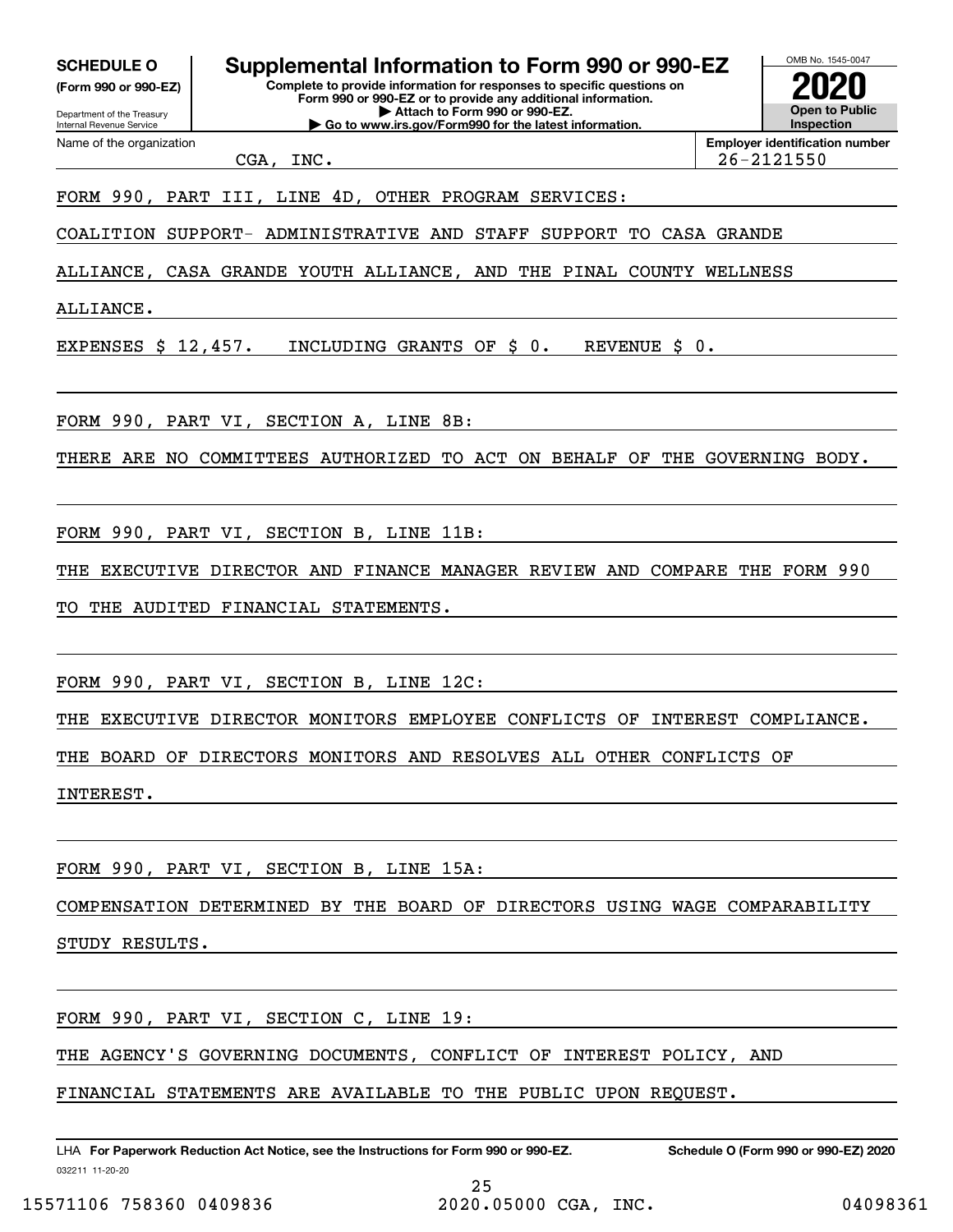**SCHEDULE O**
**(Form 990 or 990-EZ)**

Department of the Treasury
Internal Revenue Service

# Supplemental Information to Form 990 or 990-EZ

**Complete to provide information for responses to specific questions on Form 990 or 990-EZ or to provide any additional information.**
**▶ Attach to Form 990 or 990-EZ.**
**▶ Go to www.irs.gov/Form990 for the latest information.**

OMB No. 1545-0047
**2020**
**Open to Public Inspection**

| Name of the organization | Employer identification number |
|---|---|
| CGA, INC. | 26-2121550 |

FORM 990, PART III, LINE 4D, OTHER PROGRAM SERVICES:

COALITION SUPPORT- ADMINISTRATIVE AND STAFF SUPPORT TO CASA GRANDE ALLIANCE, CASA GRANDE YOUTH ALLIANCE, AND THE PINAL COUNTY WELLNESS ALLIANCE.

EXPENSES $ 12,457. INCLUDING GRANTS OF $ 0. REVENUE $ 0.

FORM 990, PART VI, SECTION A, LINE 8B:

THERE ARE NO COMMITTEES AUTHORIZED TO ACT ON BEHALF OF THE GOVERNING BODY.

FORM 990, PART VI, SECTION B, LINE 11B:

THE EXECUTIVE DIRECTOR AND FINANCE MANAGER REVIEW AND COMPARE THE FORM 990 TO THE AUDITED FINANCIAL STATEMENTS.

FORM 990, PART VI, SECTION B, LINE 12C:

THE EXECUTIVE DIRECTOR MONITORS EMPLOYEE CONFLICTS OF INTEREST COMPLIANCE. THE BOARD OF DIRECTORS MONITORS AND RESOLVES ALL OTHER CONFLICTS OF INTEREST.

FORM 990, PART VI, SECTION B, LINE 15A:

COMPENSATION DETERMINED BY THE BOARD OF DIRECTORS USING WAGE COMPARABILITY STUDY RESULTS.

FORM 990, PART VI, SECTION C, LINE 19:

THE AGENCY'S GOVERNING DOCUMENTS, CONFLICT OF INTEREST POLICY, AND FINANCIAL STATEMENTS ARE AVAILABLE TO THE PUBLIC UPON REQUEST.

LHA **For Paperwork Reduction Act Notice, see the Instructions for Form 990 or 990-EZ.** **Schedule O (Form 990 or 990-EZ) 2020**
032211 11-20-20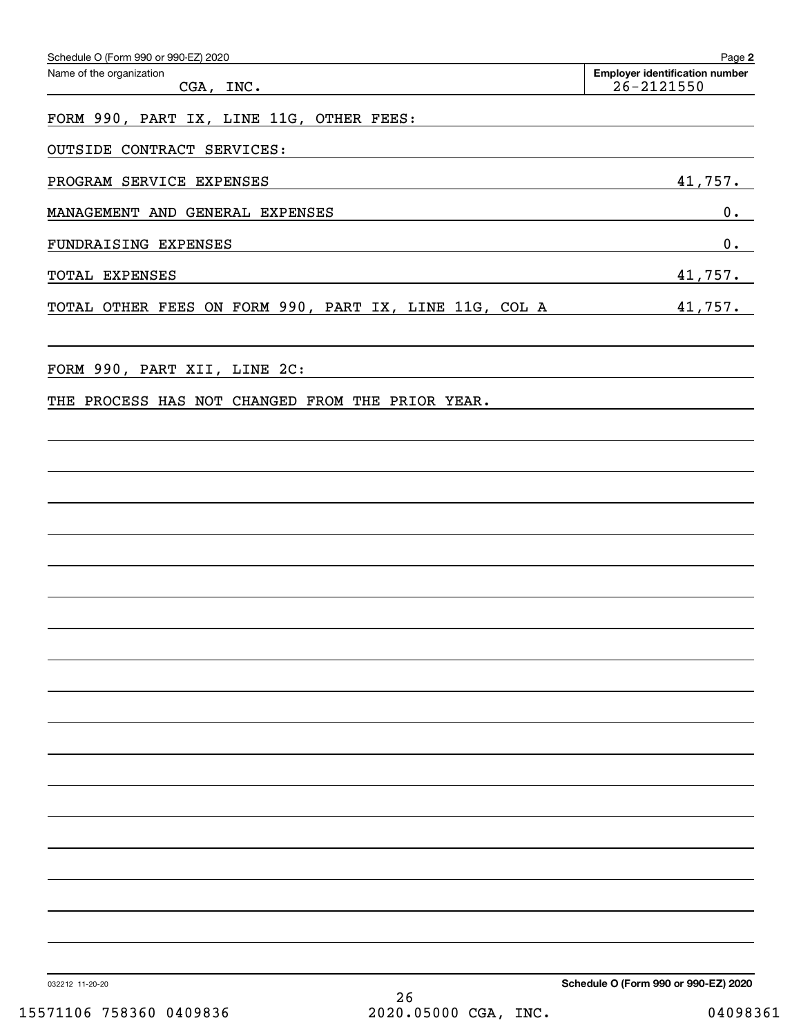Schedule O (Form 990 or 990-EZ) 2020

| Name of the organization | Employer identification number |
| --- | --- |
| CGA, INC. | 26-2121550 |

FORM 990, PART IX, LINE 11G, OTHER FEES:

OUTSIDE CONTRACT SERVICES:

| | |
| --- | --- |
| PROGRAM SERVICE EXPENSES | 41,757. |
| MANAGEMENT AND GENERAL EXPENSES | 0. |
| FUNDRAISING EXPENSES | 0. |
| TOTAL EXPENSES | 41,757. |
| TOTAL OTHER FEES ON FORM 990, PART IX, LINE 11G, COL A | 41,757. |

FORM 990, PART XII, LINE 2C:

THE PROCESS HAS NOT CHANGED FROM THE PRIOR YEAR.

032212 11-20-20

Schedule O (Form 990 or 990-EZ) 2020

15571106 758360 0409836 2020.05000 CGA, INC. 04098361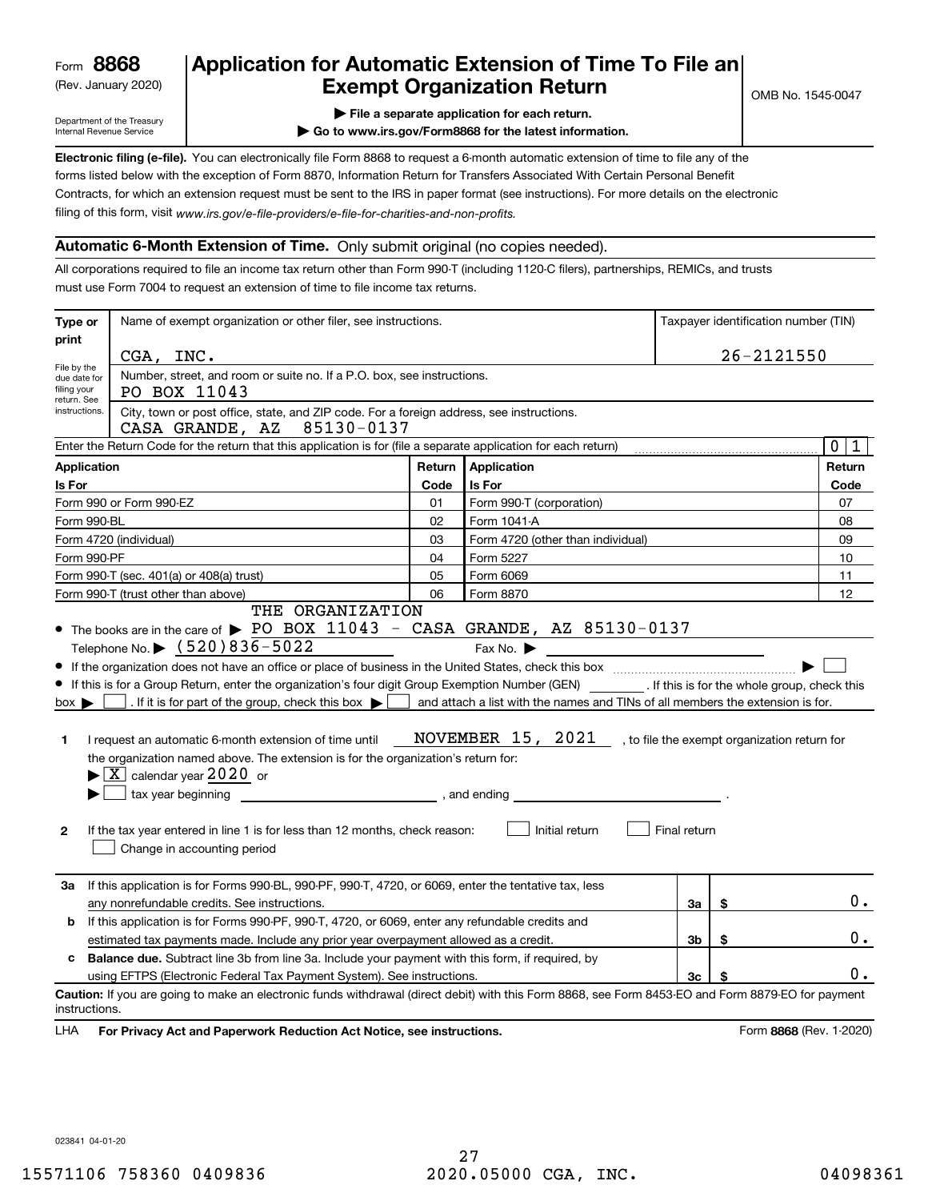Form **8868** (Rev. January 2020)

Department of the Treasury
Internal Revenue Service

# Application for Automatic Extension of Time To File an Exempt Organization Return

OMB No. 1545-0047

▶ File a separate application for each return.

▶ Go to www.irs.gov/Form8868 for the latest information.

**Electronic filing (e-file).** You can electronically file Form 8868 to request a 6-month automatic extension of time to file any of the forms listed below with the exception of Form 8870, Information Return for Transfers Associated With Certain Personal Benefit Contracts, for which an extension request must be sent to the IRS in paper format (see instructions). For more details on the electronic filing of this form, visit *www.irs.gov/e-file-providers/e-file-for-charities-and-non-profits.*

## Automatic 6-Month Extension of Time. Only submit original (no copies needed).

All corporations required to file an income tax return other than Form 990-T (including 1120-C filers), partnerships, REMICs, and trusts must use Form 7004 to request an extension of time to file income tax returns.

| | | |
|---|---|---|
| Type or print | Name of exempt organization or other filer, see instructions. CGA, INC. | Taxpayer identification number (TIN) 26-2121550 |
| File by the due date for filing your return. See instructions. | Number, street, and room or suite no. If a P.O. box, see instructions. PO BOX 11043 | |
| | City, town or post office, state, and ZIP code. For a foreign address, see instructions. CASA GRANDE, AZ 85130-0137 | |

Enter the Return Code for the return that this application is for (file a separate application for each return) ..... 0 1

| Application Is For | Return Code | Application Is For | Return Code |
|---|---|---|---|
| Form 990 or Form 990-EZ | 01 | Form 990-T (corporation) | 07 |
| Form 990-BL | 02 | Form 1041-A | 08 |
| Form 4720 (individual) | 03 | Form 4720 (other than individual) | 09 |
| Form 990-PF | 04 | Form 5227 | 10 |
| Form 990-T (sec. 401(a) or 408(a) trust) | 05 | Form 6069 | 11 |
| Form 990-T (trust other than above) | 06 | Form 8870 | 12 |

- The books are in the care of ▶ THE ORGANIZATION PO BOX 11043 - CASA GRANDE, AZ 85130-0137
  Telephone No. ▶ (520)836-5022     Fax No. ▶
- If the organization does not have an office or place of business in the United States, check this box ..... ▶ ☐
- If this is for a Group Return, enter the organization's four digit Group Exemption Number (GEN) ______. If this is for the whole group, check this box ▶ ☐. If it is for part of the group, check this box ▶ ☐ and attach a list with the names and TINs of all members the extension is for.

**1** I request an automatic 6-month extension of time until NOVEMBER 15, 2021, to file the exempt organization return for the organization named above. The extension is for the organization's return for:
▶ ☒ calendar year 2020 or
▶ ☐ tax year beginning ______________, and ending ______________.

**2** If the tax year entered in line 1 is for less than 12 months, check reason: ☐ Initial return ☐ Final return ☐ Change in accounting period

| | | | |
|---|---|---|---|
| **3a** | If this application is for Forms 990-BL, 990-PF, 990-T, 4720, or 6069, enter the tentative tax, less any nonrefundable credits. See instructions. | 3a | $ 0. |
| **b** | If this application is for Forms 990-PF, 990-T, 4720, or 6069, enter any refundable credits and estimated tax payments made. Include any prior year overpayment allowed as a credit. | 3b | $ 0. |
| **c** | **Balance due.** Subtract line 3b from line 3a. Include your payment with this form, if required, by using EFTPS (Electronic Federal Tax Payment System). See instructions. | 3c | $ 0. |

**Caution:** If you are going to make an electronic funds withdrawal (direct debit) with this Form 8868, see Form 8453-EO and Form 8879-EO for payment instructions.

LHA **For Privacy Act and Paperwork Reduction Act Notice, see instructions.** Form **8868** (Rev. 1-2020)

023841 04-01-20

15571106 758360 0409836 2020.05000 CGA, INC. 04098361